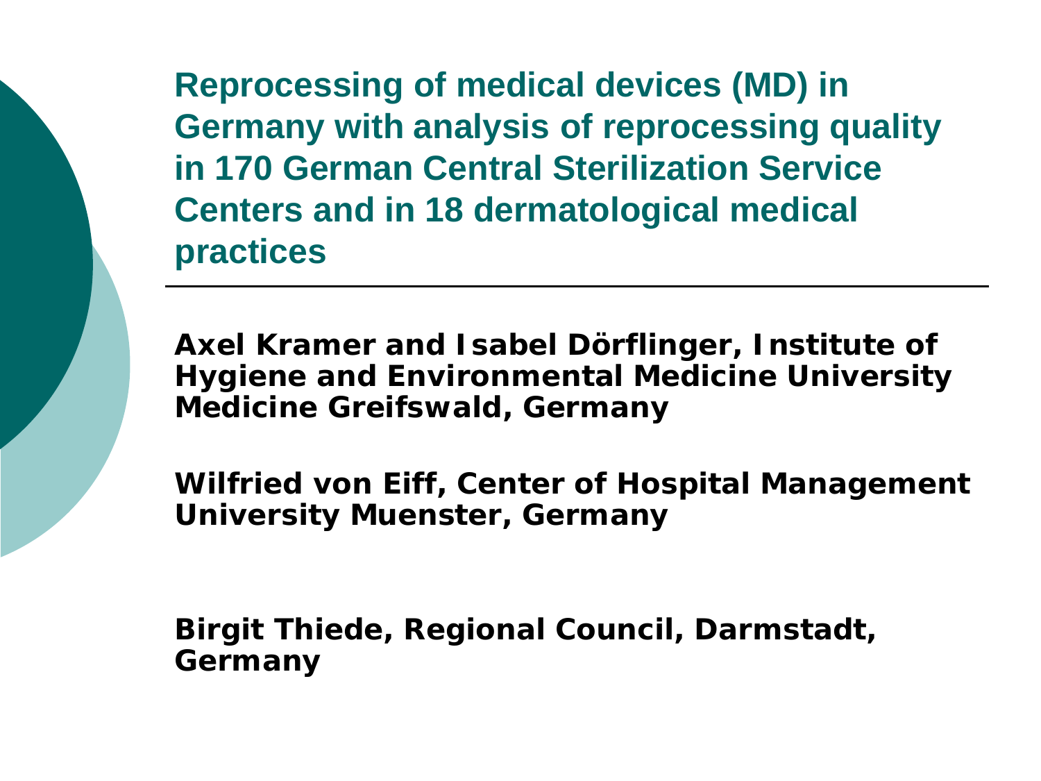# Reprocessing of medical devices (MD) in Germany with analysis of reprocessing quality in 170 German Central Sterilization Service Centers and in 18 dermatological medical practices

**Axel Kramer and Isabel Dörflinger, Institute of Hygiene and Environmental Medicine University Medicine Greifswald, Germany**

**Wilfried von Eiff, Center of Hospital Management University Muenster, Germany**

**Birgit Thiede, Regional Council, Darmstadt, Germany**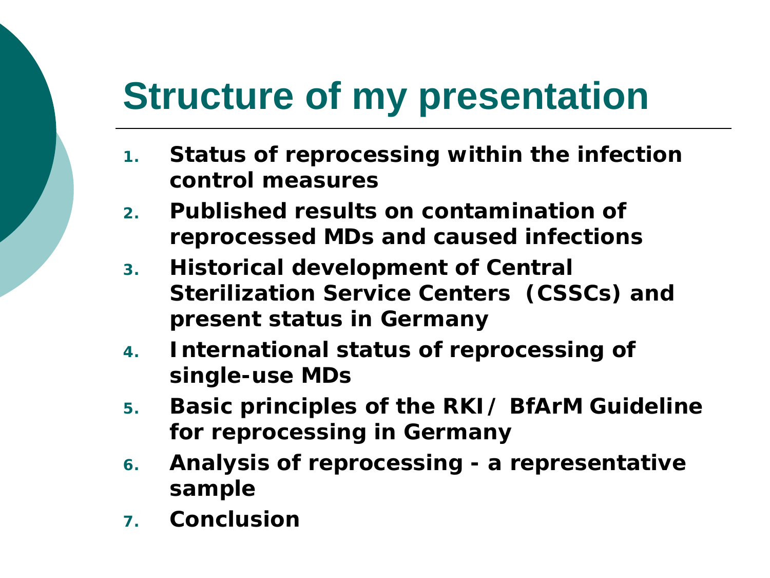# Structure of my presentation

1. **Status of reprocessing within the infection control measures**
2. **Published results on contamination of reprocessed MDs and caused infections**
3. **Historical development of Central Sterilization Service Centers (CSSCs) and present status in Germany**
4. **International status of reprocessing of single-use MDs**
5. **Basic principles of the RKI / BfArM Guideline for reprocessing in Germany**
6. **Analysis of reprocessing - a representative sample**
7. **Conclusion**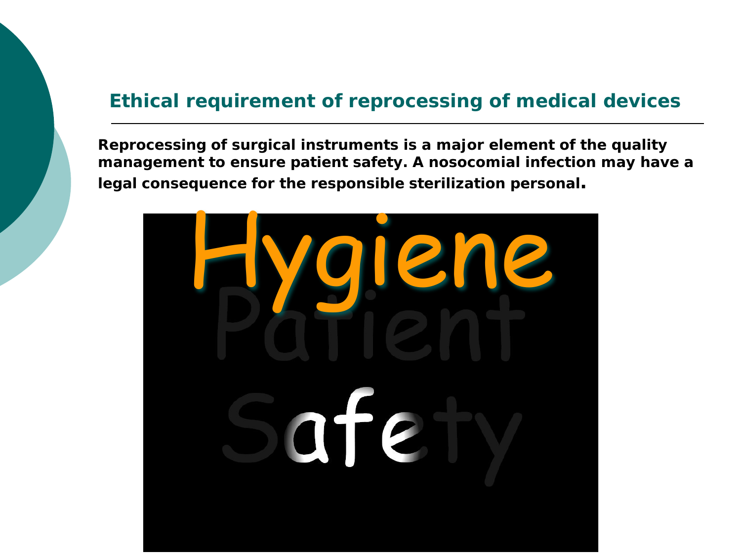## Ethical requirement of reprocessing of medical devices

**Reprocessing of surgical instruments is a major element of the quality management to ensure patient safety. A nosocomial infection may have a legal consequence for the responsible sterilization personal.**

Hygiene

Patient

Safety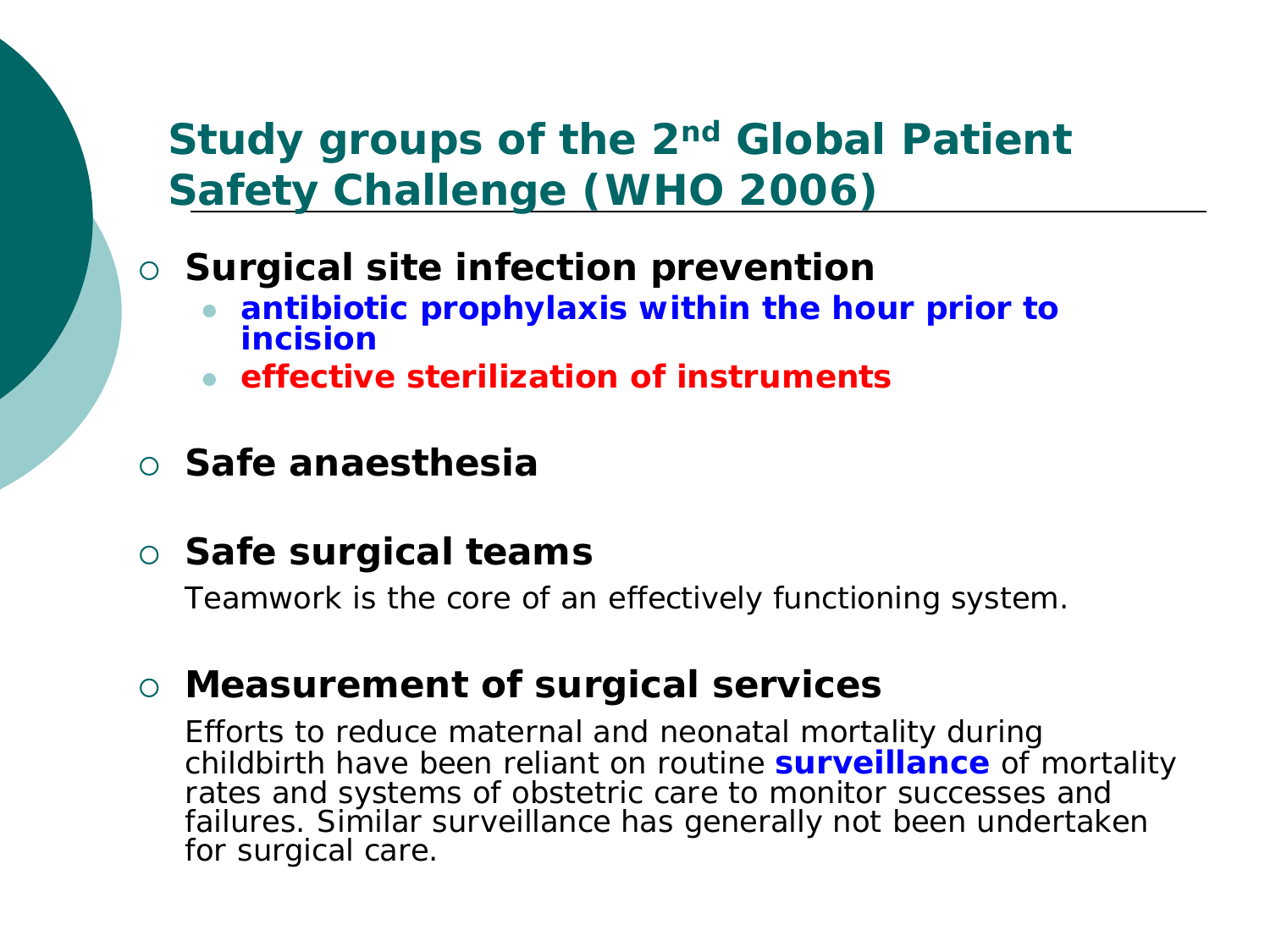# Study groups of the 2nd Global Patient Safety Challenge (WHO 2006)

- **Surgical site infection prevention**
  - **antibiotic prophylaxis within the hour prior to incision**
  - **effective sterilization of instruments**

- **Safe anaesthesia**

- **Safe surgical teams**

  Teamwork is the core of an effectively functioning system.

- **Measurement of surgical services**

  Efforts to reduce maternal and neonatal mortality during childbirth have been reliant on routine **surveillance** of mortality rates and systems of obstetric care to monitor successes and failures. Similar surveillance has generally not been undertaken for surgical care.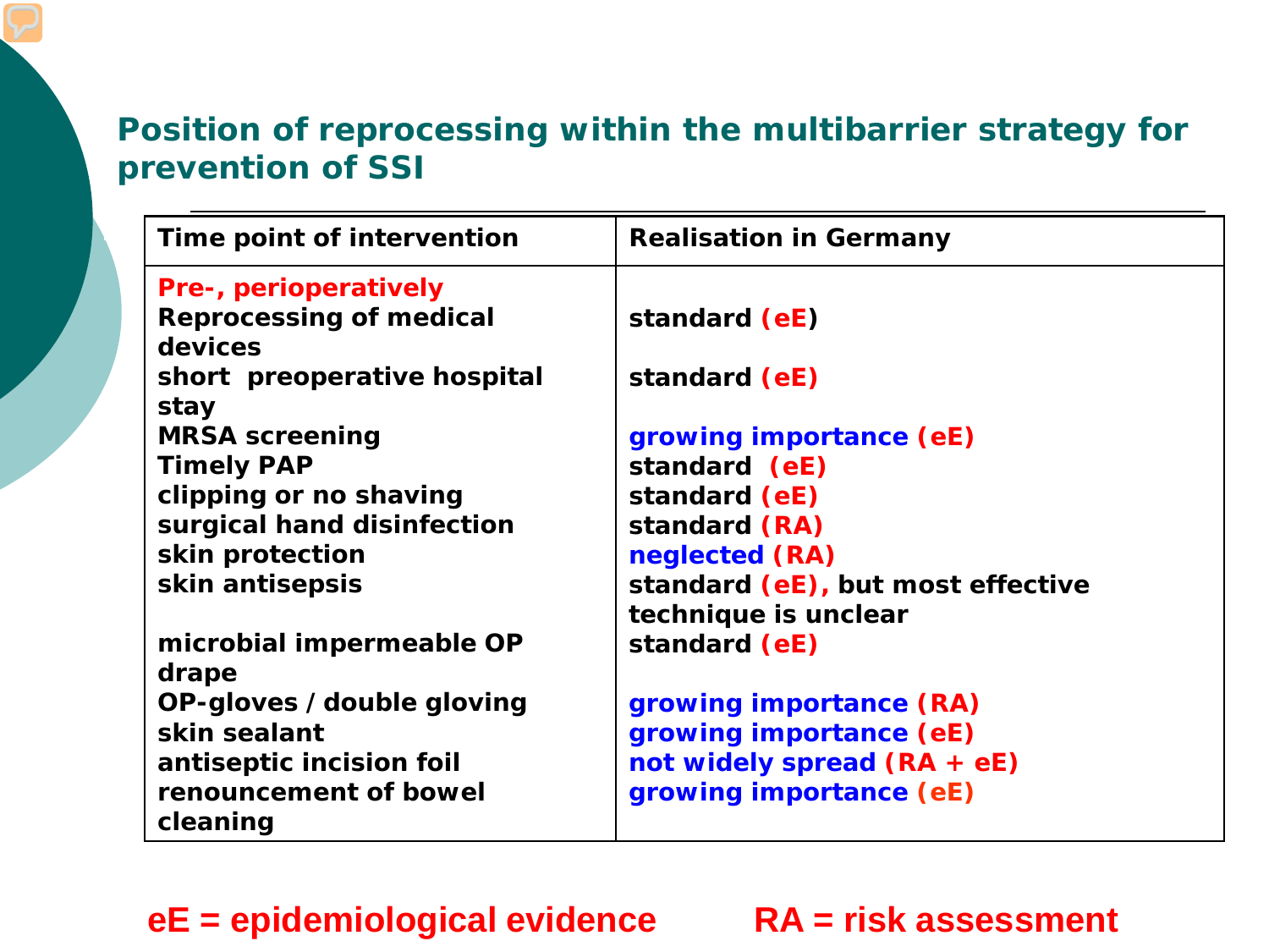## Position of reprocessing within the multibarrier strategy for prevention of SSI

| Time point of intervention | Realisation in Germany |
|---|---|
| **Pre-, perioperatively** | |
| Reprocessing of medical devices | standard (eE) |
| short preoperative hospital stay | standard (eE) |
| MRSA screening | growing importance (eE) |
| Timely PAP | standard (eE) |
| clipping or no shaving | standard (eE) |
| surgical hand disinfection | standard (RA) |
| skin protection | neglected (RA) |
| skin antisepsis | standard (eE), but most effective technique is unclear |
| microbial impermeable OP drape | standard (eE) |
| OP-gloves / double gloving | growing importance (RA) |
| skin sealant | growing importance (eE) |
| antiseptic incision foil | not widely spread (RA + eE) |
| renouncement of bowel cleaning | growing importance (eE) |

eE = epidemiological evidence    RA = risk assessment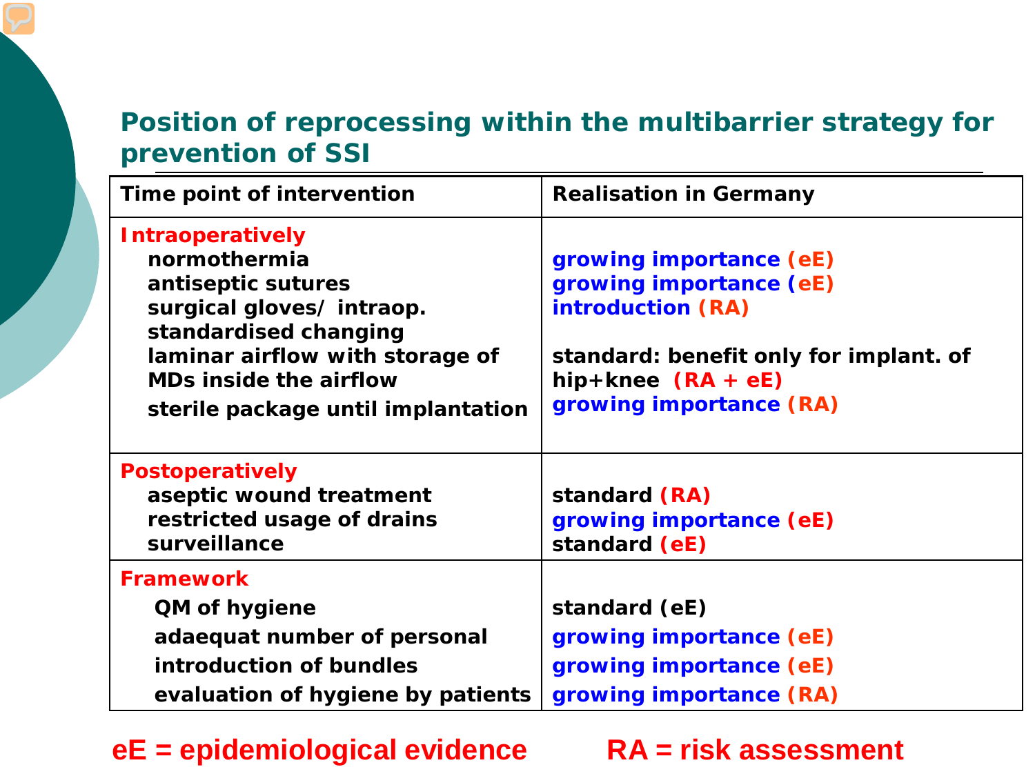## Position of reprocessing within the multibarrier strategy for prevention of SSI

| Time point of intervention | Realisation in Germany |
|---|---|
| **Intraoperatively** | |
| normothermia | growing importance (eE) |
| antiseptic sutures | growing importance (eE) |
| surgical gloves/ intraop. standardised changing | introduction (RA) |
| laminar airflow with storage of MDs inside the airflow | standard: benefit only for implant. of hip+knee (RA + eE) |
| sterile package until implantation | growing importance (RA) |
| **Postoperatively** | |
| aseptic wound treatment | standard (RA) |
| restricted usage of drains | growing importance (eE) |
| surveillance | standard (eE) |
| **Framework** | |
| QM of hygiene | standard (eE) |
| adaequat number of personal | growing importance (eE) |
| introduction of bundles | growing importance (eE) |
| evaluation of hygiene by patients | growing importance (RA) |

eE = epidemiological evidence RA = risk assessment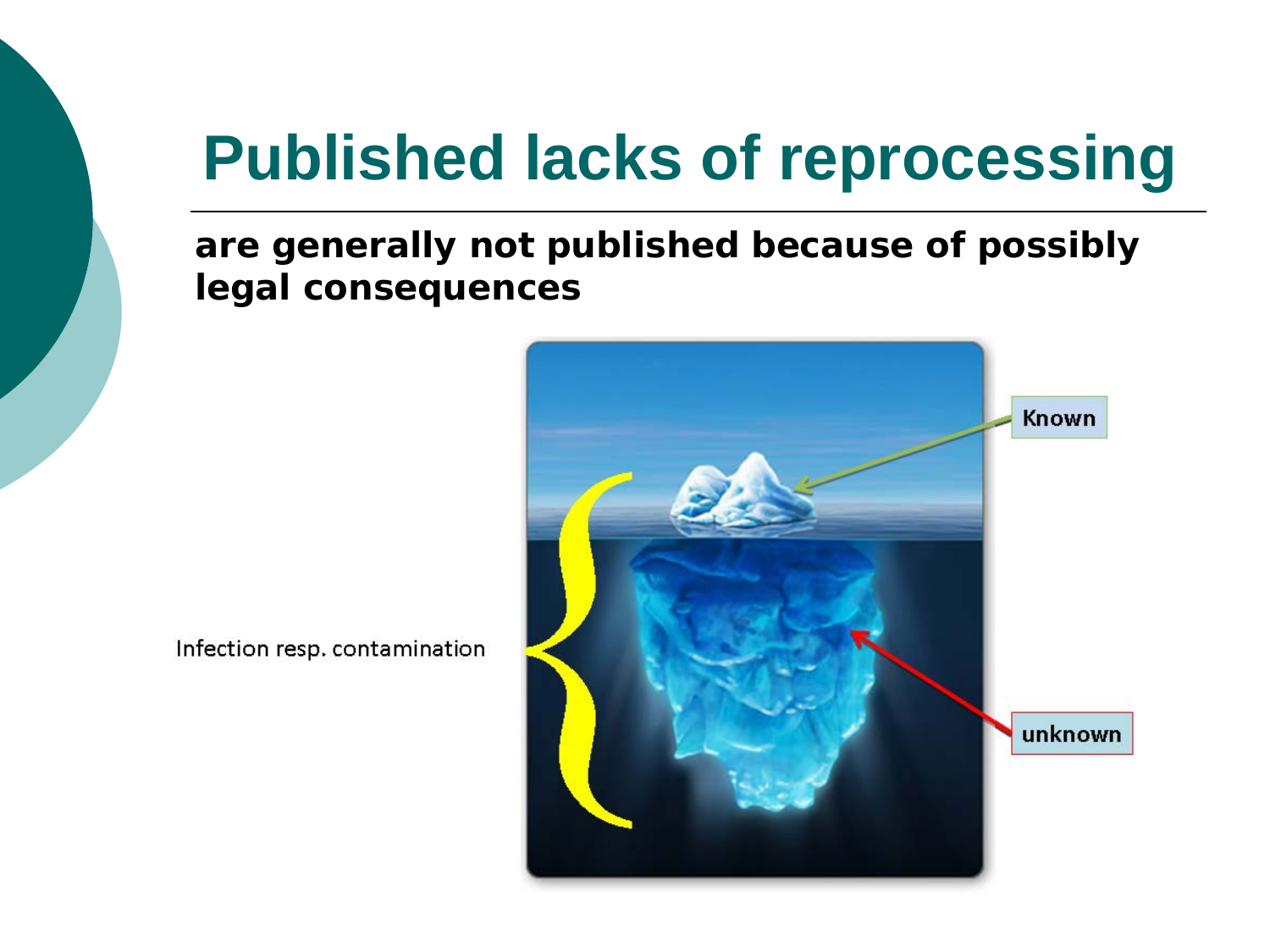# Published lacks of reprocessing

**are generally not published because of possibly legal consequences**

Infection resp. contamination

Known

unknown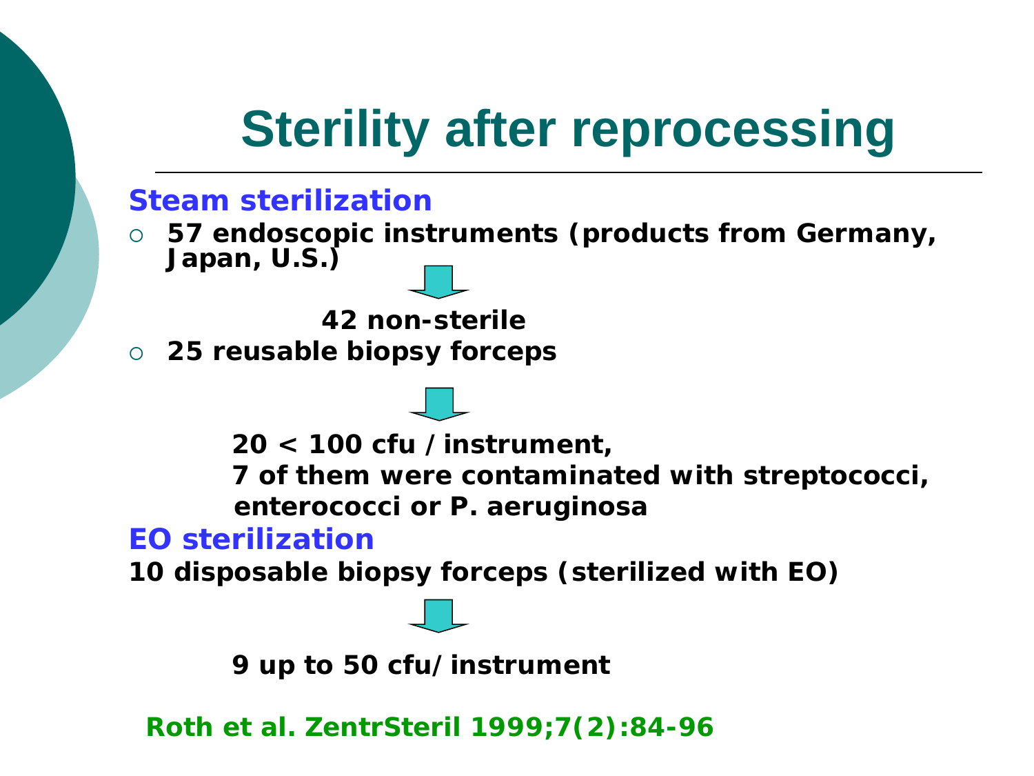# Sterility after reprocessing

## Steam sterilization

- **57 endoscopic instruments (products from Germany, Japan, U.S.)**

**42 non-sterile**

- **25 reusable biopsy forceps**

**20 < 100 cfu / instrument,**
**7 of them were contaminated with streptococci, enterococci or P. aeruginosa**

## EO sterilization

**10 disposable biopsy forceps (sterilized with EO)**

**9 up to 50 cfu/ instrument**

Roth et al. ZentrSteril 1999;7(2):84-96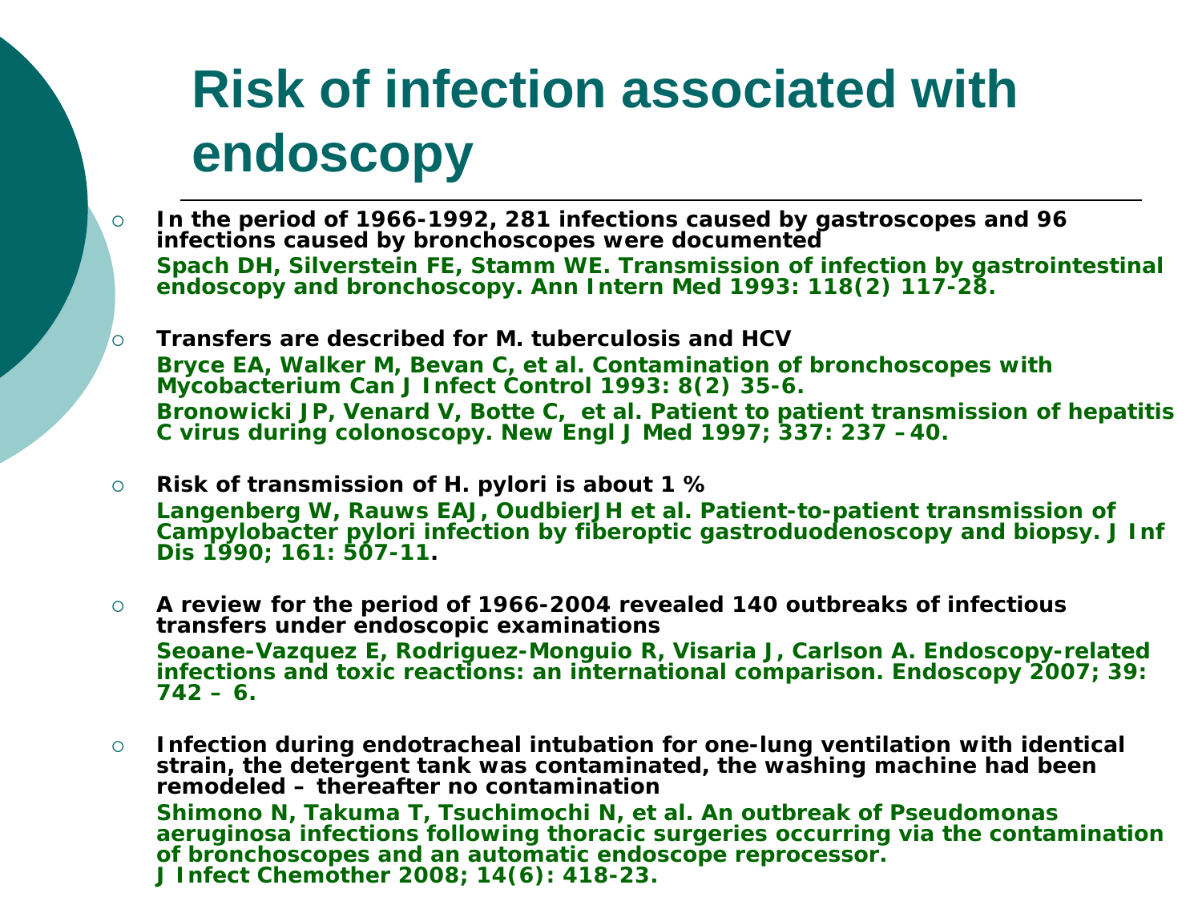# Risk of infection associated with endoscopy

- **In the period of 1966-1992, 281 infections caused by gastroscopes and 96 infections caused by bronchoscopes were documented**
  **Spach DH, Silverstein FE, Stamm WE. Transmission of infection by gastrointestinal endoscopy and bronchoscopy. Ann Intern Med 1993: 118(2) 117-28.**

- **Transfers are described for M. tuberculosis and HCV**
  **Bryce EA, Walker M, Bevan C, et al. Contamination of bronchoscopes with Mycobacterium Can J Infect Control 1993: 8(2) 35-6.**
  **Bronowicki JP, Venard V, Botte C, et al. Patient to patient transmission of hepatitis C virus during colonoscopy. New Engl J Med 1997; 337: 237 – 40.**

- **Risk of transmission of H. pylori is about 1 %**
  **Langenberg W, Rauws EAJ, OudbierJH et al. Patient-to-patient transmission of Campylobacter pylori infection by fiberoptic gastroduodenoscopy and biopsy. J Inf Dis 1990; 161: 507-11.**

- **A review for the period of 1966-2004 revealed 140 outbreaks of infectious transfers under endoscopic examinations**
  **Seoane-Vazquez E, Rodriguez-Monguio R, Visaria J, Carlson A. Endoscopy-related infections and toxic reactions: an international comparison. Endoscopy 2007; 39: 742 – 6.**

- **Infection during endotracheal intubation for one-lung ventilation with identical strain, the detergent tank was contaminated, the washing machine had been remodeled – thereafter no contamination**
  **Shimono N, Takuma T, Tsuchimochi N, et al. An outbreak of Pseudomonas aeruginosa infections following thoracic surgeries occurring via the contamination of bronchoscopes and an automatic endoscope reprocessor. J Infect Chemother 2008; 14(6): 418-23.**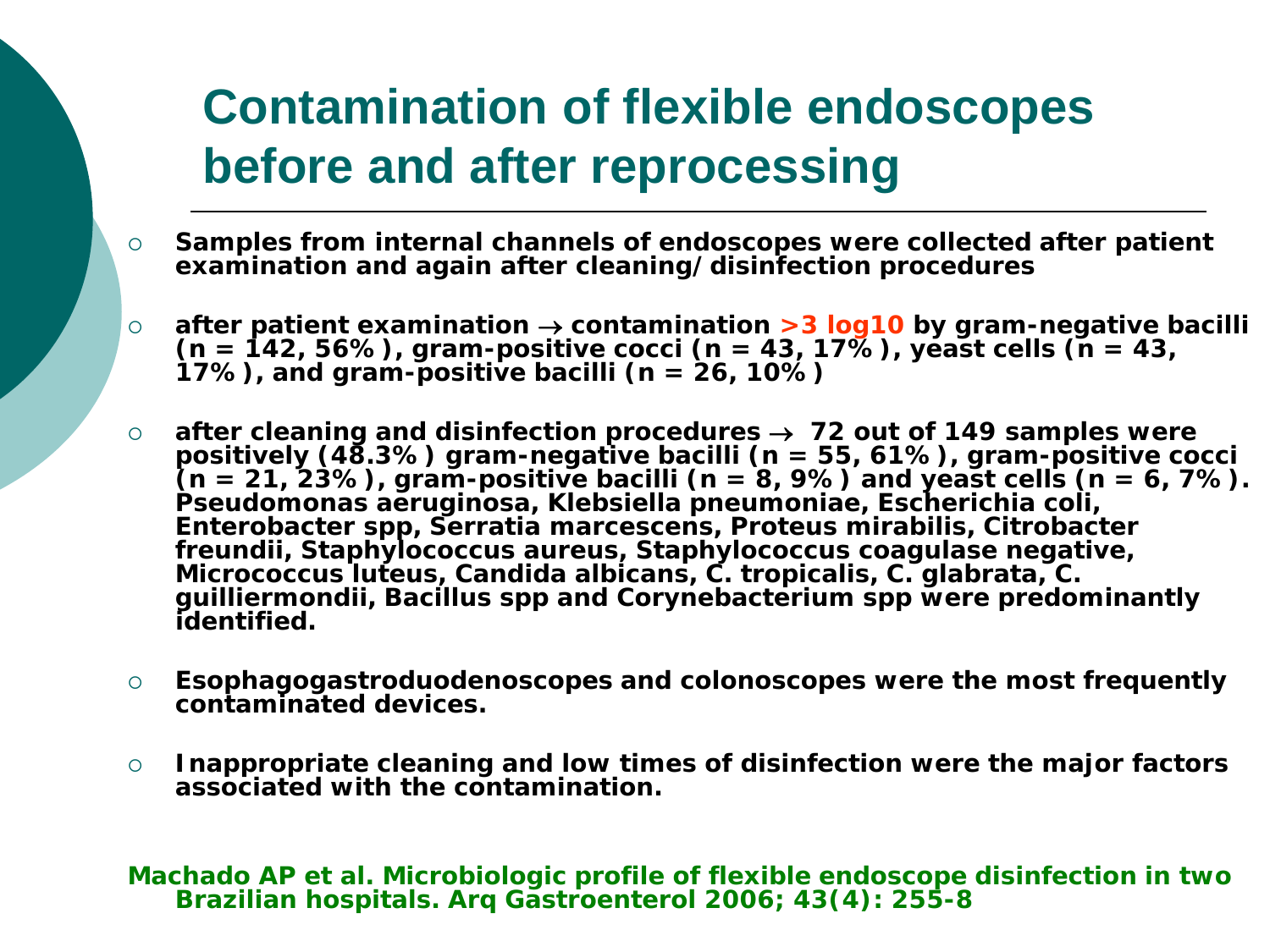# Contamination of flexible endoscopes before and after reprocessing

- **Samples from internal channels of endoscopes were collected after patient examination and again after cleaning/ disinfection procedures**
- **after patient examination → contamination >3 log10 by gram-negative bacilli (n = 142, 56%), gram-positive cocci (n = 43, 17%), yeast cells (n = 43, 17%), and gram-positive bacilli (n = 26, 10%)**
- **after cleaning and disinfection procedures → 72 out of 149 samples were positively (48.3%) gram-negative bacilli (n = 55, 61%), gram-positive cocci (n = 21, 23%), gram-positive bacilli (n = 8, 9%) and yeast cells (n = 6, 7%). Pseudomonas aeruginosa, Klebsiella pneumoniae, Escherichia coli, Enterobacter spp, Serratia marcescens, Proteus mirabilis, Citrobacter freundii, Staphylococcus aureus, Staphylococcus coagulase negative, Micrococcus luteus, Candida albicans, C. tropicalis, C. glabrata, C. guilliermondii, Bacillus spp and Corynebacterium spp were predominantly identified.**
- **Esophagogastroduodenoscopes and colonoscopes were the most frequently contaminated devices.**
- **Inappropriate cleaning and low times of disinfection were the major factors associated with the contamination.**

**Machado AP et al. Microbiologic profile of flexible endoscope disinfection in two Brazilian hospitals. Arq Gastroenterol 2006; 43(4): 255-8**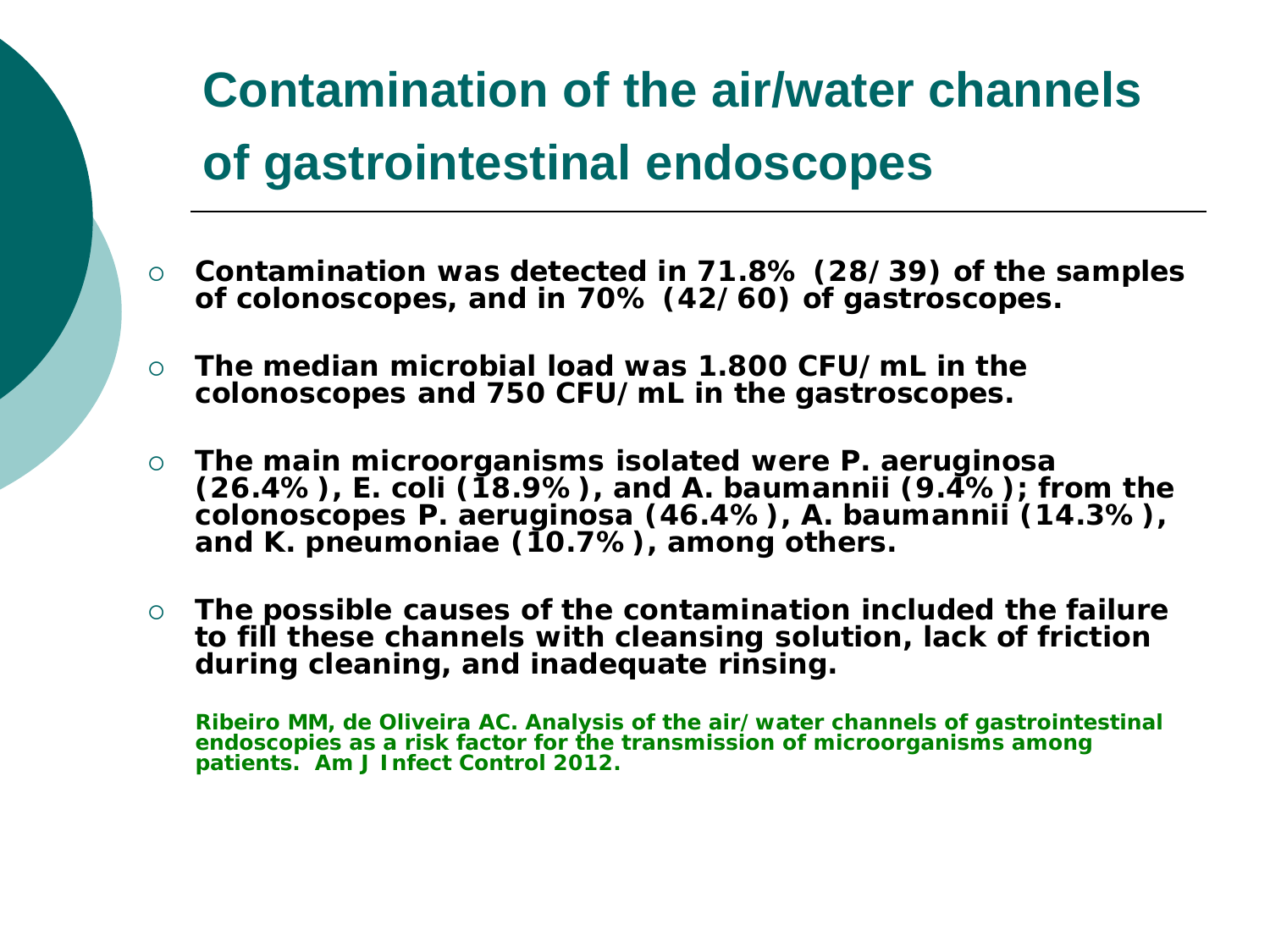# Contamination of the air/water channels of gastrointestinal endoscopes

- **Contamination was detected in 71.8% (28/39) of the samples of colonoscopes, and in 70% (42/60) of gastroscopes.**
- **The median microbial load was 1.800 CFU/mL in the colonoscopes and 750 CFU/mL in the gastroscopes.**
- **The main microorganisms isolated were P. aeruginosa (26.4%), E. coli (18.9%), and A. baumannii (9.4%); from the colonoscopes P. aeruginosa (46.4%), A. baumannii (14.3%), and K. pneumoniae (10.7%), among others.**
- **The possible causes of the contamination included the failure to fill these channels with cleansing solution, lack of friction during cleaning, and inadequate rinsing.**

**Ribeiro MM, de Oliveira AC. Analysis of the air/water channels of gastrointestinal endoscopies as a risk factor for the transmission of microorganisms among patients. Am J Infect Control 2012.**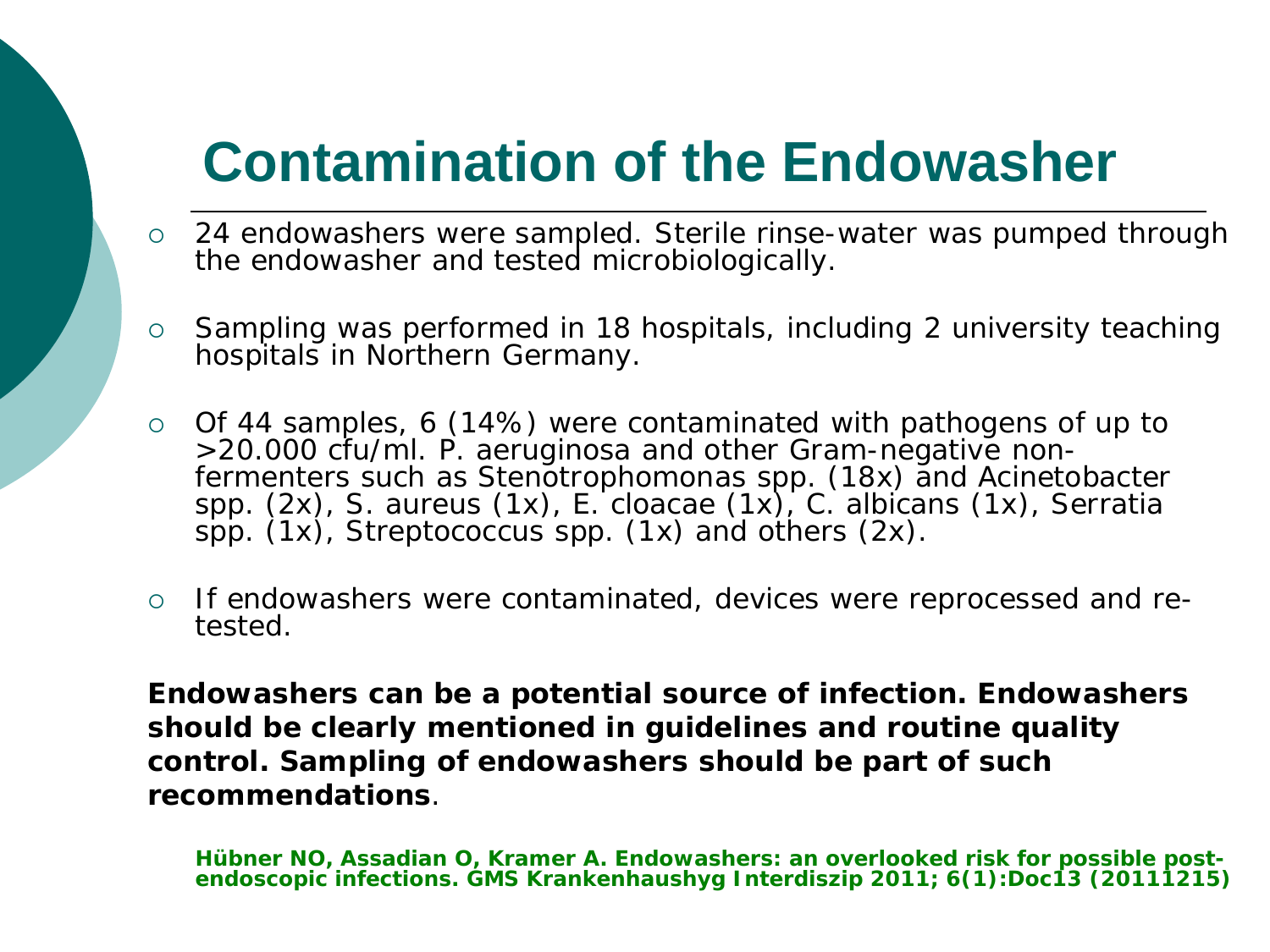# Contamination of the Endowasher

- 24 endowashers were sampled. Sterile rinse-water was pumped through the endowasher and tested microbiologically.
- Sampling was performed in 18 hospitals, including 2 university teaching hospitals in Northern Germany.
- Of 44 samples, 6 (14%) were contaminated with pathogens of up to >20.000 cfu/ml. P. aeruginosa and other Gram-negative non-fermenters such as Stenotrophomonas spp. (18x) and Acinetobacter spp. (2x), S. aureus (1x), E. cloacae (1x), C. albicans (1x), Serratia spp. (1x), Streptococcus spp. (1x) and others (2x).
- If endowashers were contaminated, devices were reprocessed and re-tested.

**Endowashers can be a potential source of infection. Endowashers should be clearly mentioned in guidelines and routine quality control. Sampling of endowashers should be part of such recommendations**.

**Hübner NO, Assadian O, Kramer A. Endowashers: an overlooked risk for possible post-endoscopic infections. GMS Krankenhaushyg Interdiszip 2011; 6(1):Doc13 (20111215)**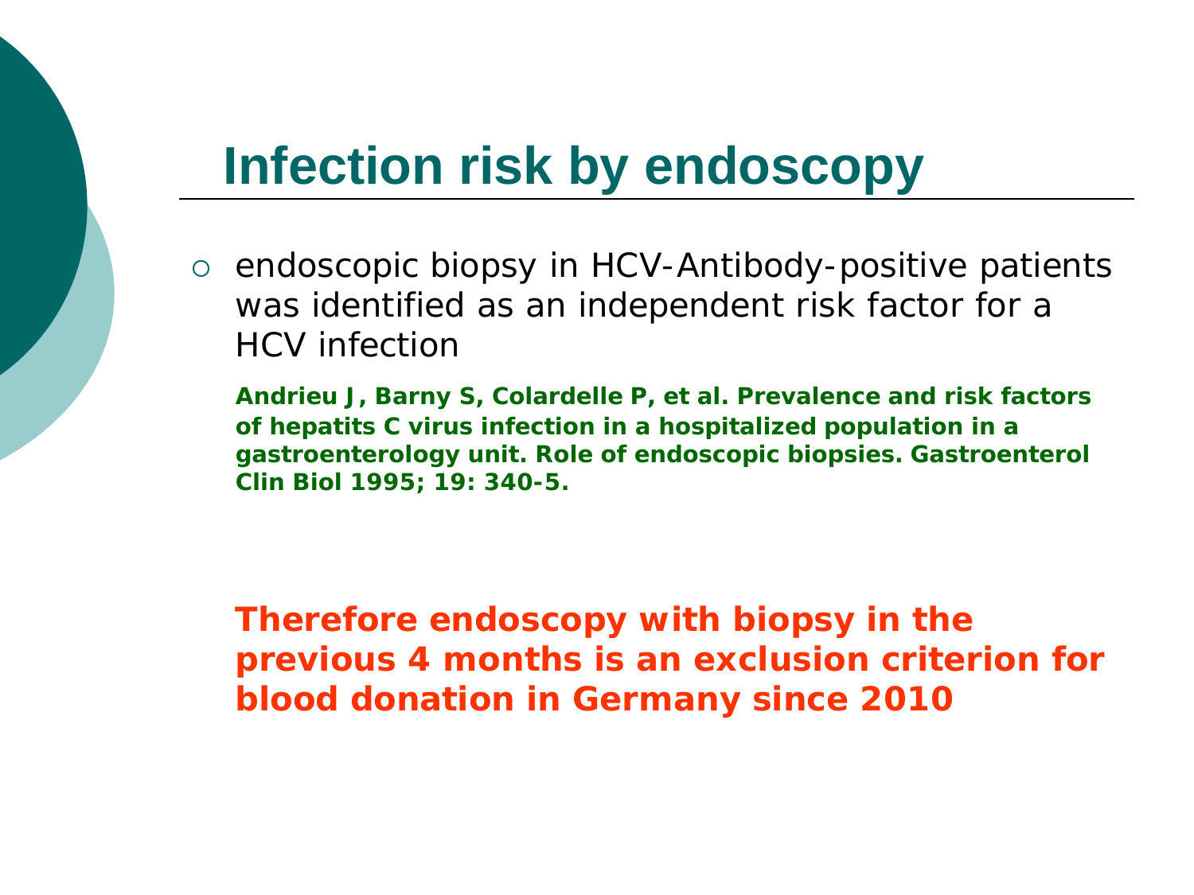# Infection risk by endoscopy

- endoscopic biopsy in HCV-Antibody-positive patients was identified as an independent risk factor for a HCV infection

**Andrieu J, Barny S, Colardelle P, et al. Prevalence and risk factors of hepatits C virus infection in a hospitalized population in a gastroenterology unit. Role of endoscopic biopsies. Gastroenterol Clin Biol 1995; 19: 340-5.**

**Therefore endoscopy with biopsy in the previous 4 months is an exclusion criterion for blood donation in Germany since 2010**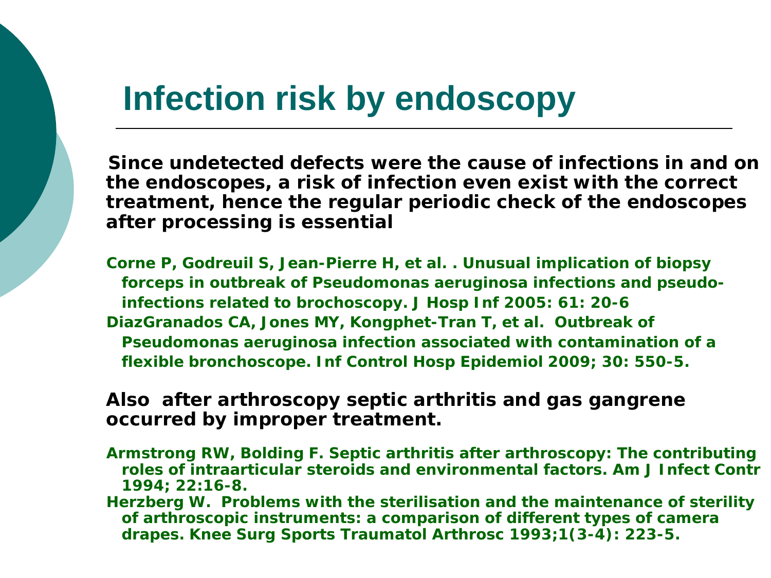# Infection risk by endoscopy

**Since undetected defects were the cause of infections in and on the endoscopes, a risk of infection even exist with the correct treatment, hence the regular periodic check of the endoscopes after processing is essential**

**Corne P, Godreuil S, Jean-Pierre H, et al. . Unusual implication of biopsy forceps in outbreak of Pseudomonas aeruginosa infections and pseudo-infections related to brochoscopy. J Hosp Inf 2005: 61: 20-6**

**DiazGranados CA, Jones MY, Kongphet-Tran T, et al. Outbreak of Pseudomonas aeruginosa infection associated with contamination of a flexible bronchoscope. Inf Control Hosp Epidemiol 2009; 30: 550-5.**

**Also after arthroscopy septic arthritis and gas gangrene occurred by improper treatment.**

**Armstrong RW, Bolding F. Septic arthritis after arthroscopy: The contributing roles of intraarticular steroids and environmental factors. Am J Infect Contr 1994; 22:16-8.**

**Herzberg W. Problems with the sterilisation and the maintenance of sterility of arthroscopic instruments: a comparison of different types of camera drapes. Knee Surg Sports Traumatol Arthrosc 1993;1(3-4): 223-5.**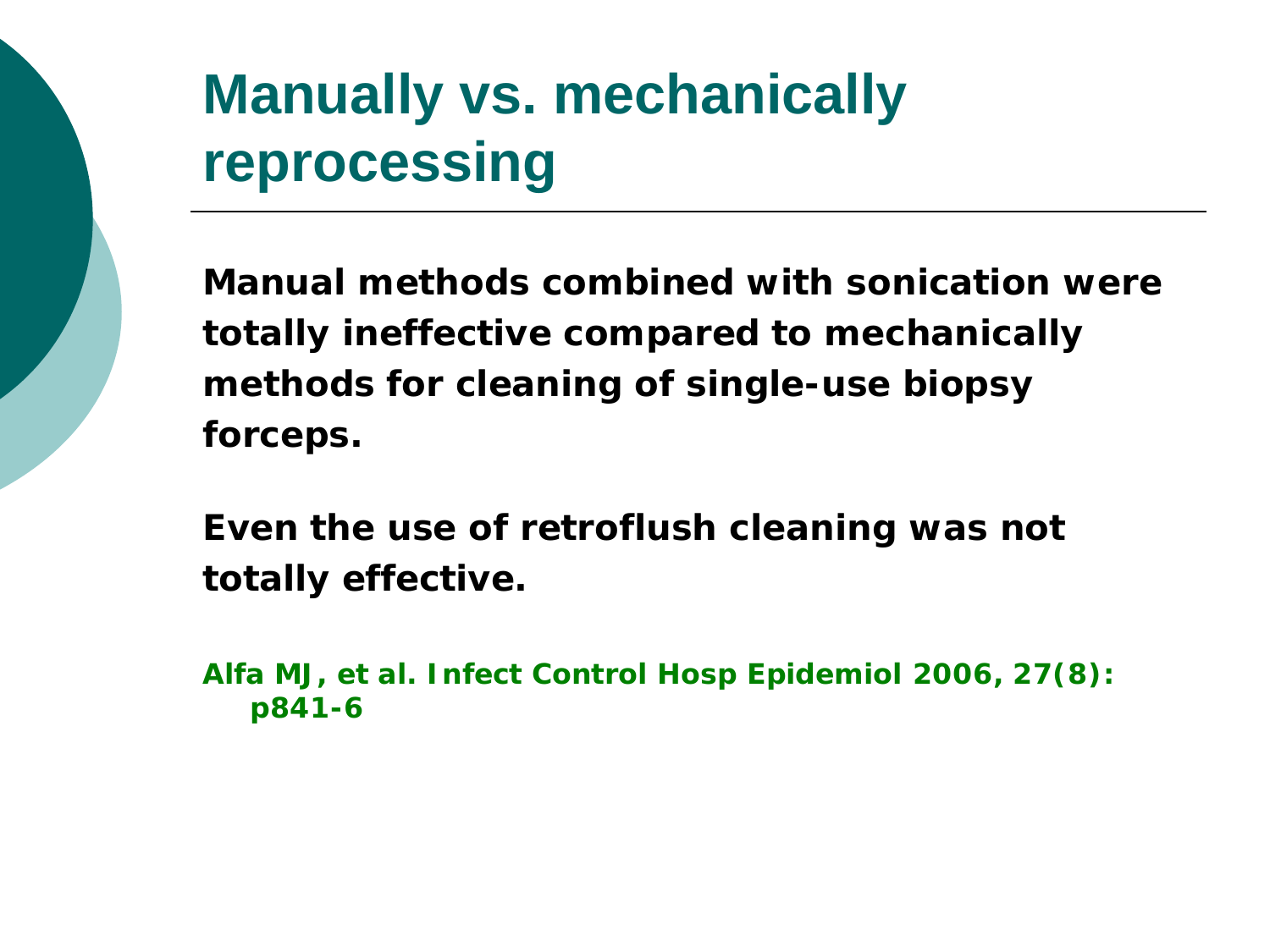# Manually vs. mechanically reprocessing

**Manual methods combined with sonication were totally ineffective compared to mechanically methods for cleaning of single-use biopsy forceps.**

**Even the use of retroflush cleaning was not totally effective.**

**Alfa MJ, et al. Infect Control Hosp Epidemiol 2006, 27(8): p841-6**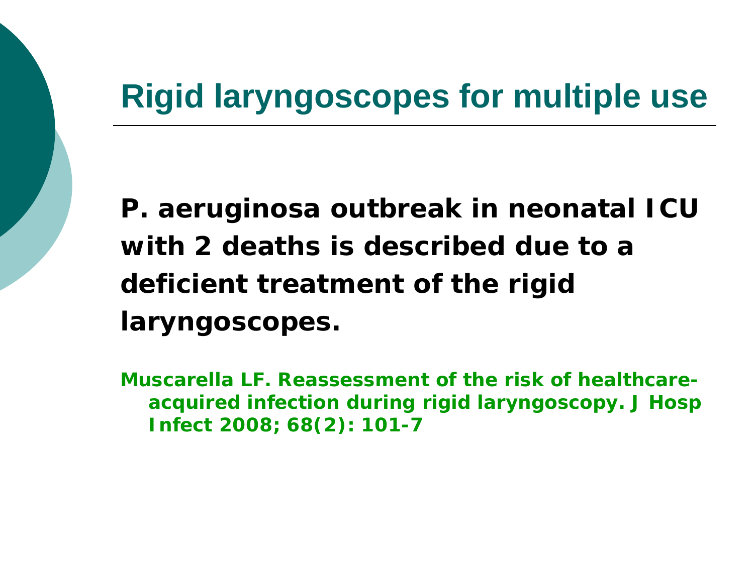# Rigid laryngoscopes for multiple use

**P. aeruginosa outbreak in neonatal ICU with 2 deaths is described due to a deficient treatment of the rigid laryngoscopes.**

**Muscarella LF. Reassessment of the risk of healthcare-acquired infection during rigid laryngoscopy. J Hosp Infect 2008; 68(2): 101-7**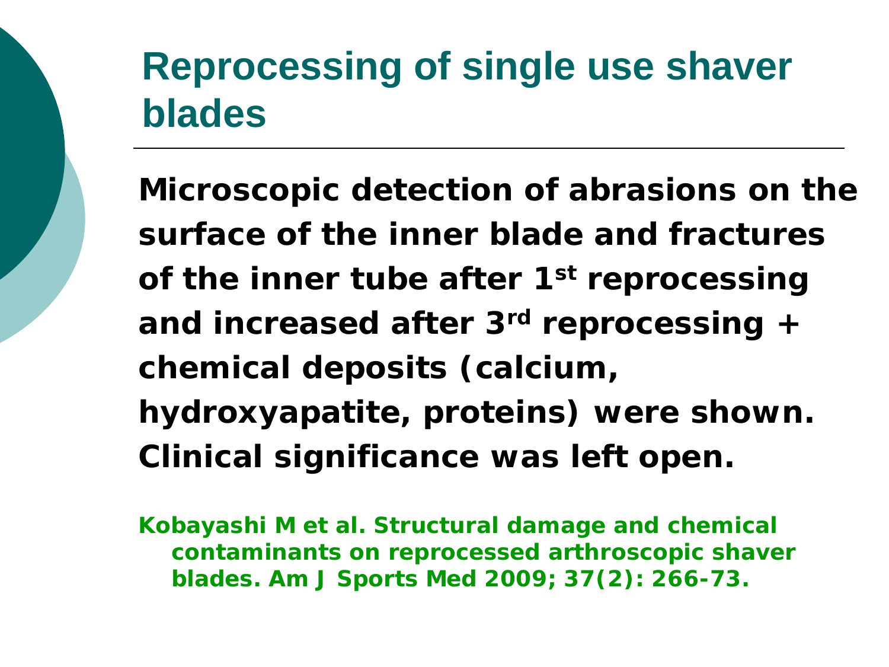# Reprocessing of single use shaver blades

**Microscopic detection of abrasions on the surface of the inner blade and fractures of the inner tube after 1st reprocessing and increased after 3rd reprocessing + chemical deposits (calcium, hydroxyapatite, proteins) were shown. Clinical significance was left open.**

**Kobayashi M et al. Structural damage and chemical contaminants on reprocessed arthroscopic shaver blades. Am J Sports Med 2009; 37(2): 266-73.**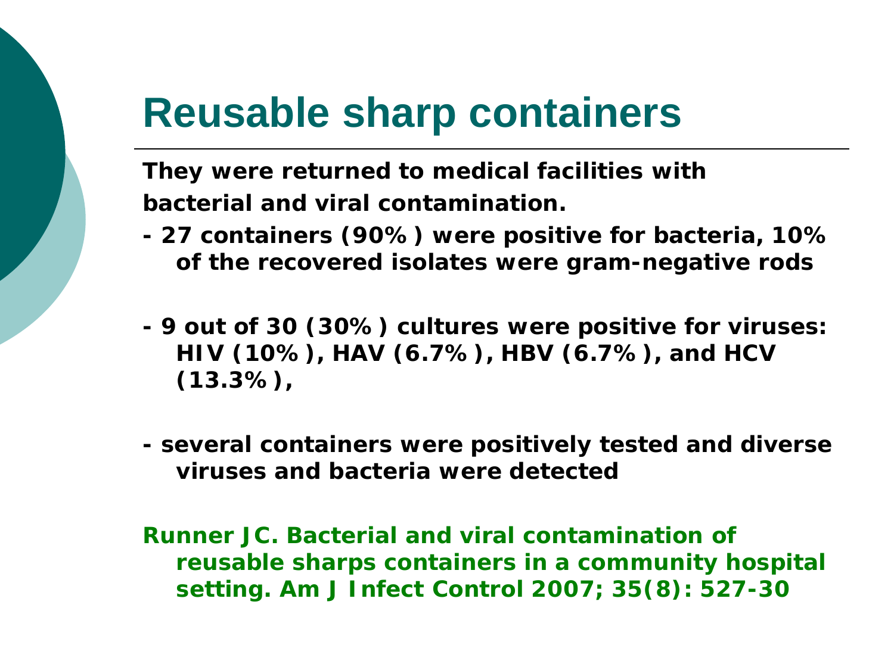# Reusable sharp containers

**They were returned to medical facilities with bacterial and viral contamination.**

- **27 containers (90%) were positive for bacteria, 10% of the recovered isolates were gram-negative rods**

- **9 out of 30 (30%) cultures were positive for viruses: HIV (10%), HAV (6.7%), HBV (6.7%), and HCV (13.3%),**

- **several containers were positively tested and diverse viruses and bacteria were detected**

**Runner JC. Bacterial and viral contamination of reusable sharps containers in a community hospital setting. Am J Infect Control 2007; 35(8): 527-30**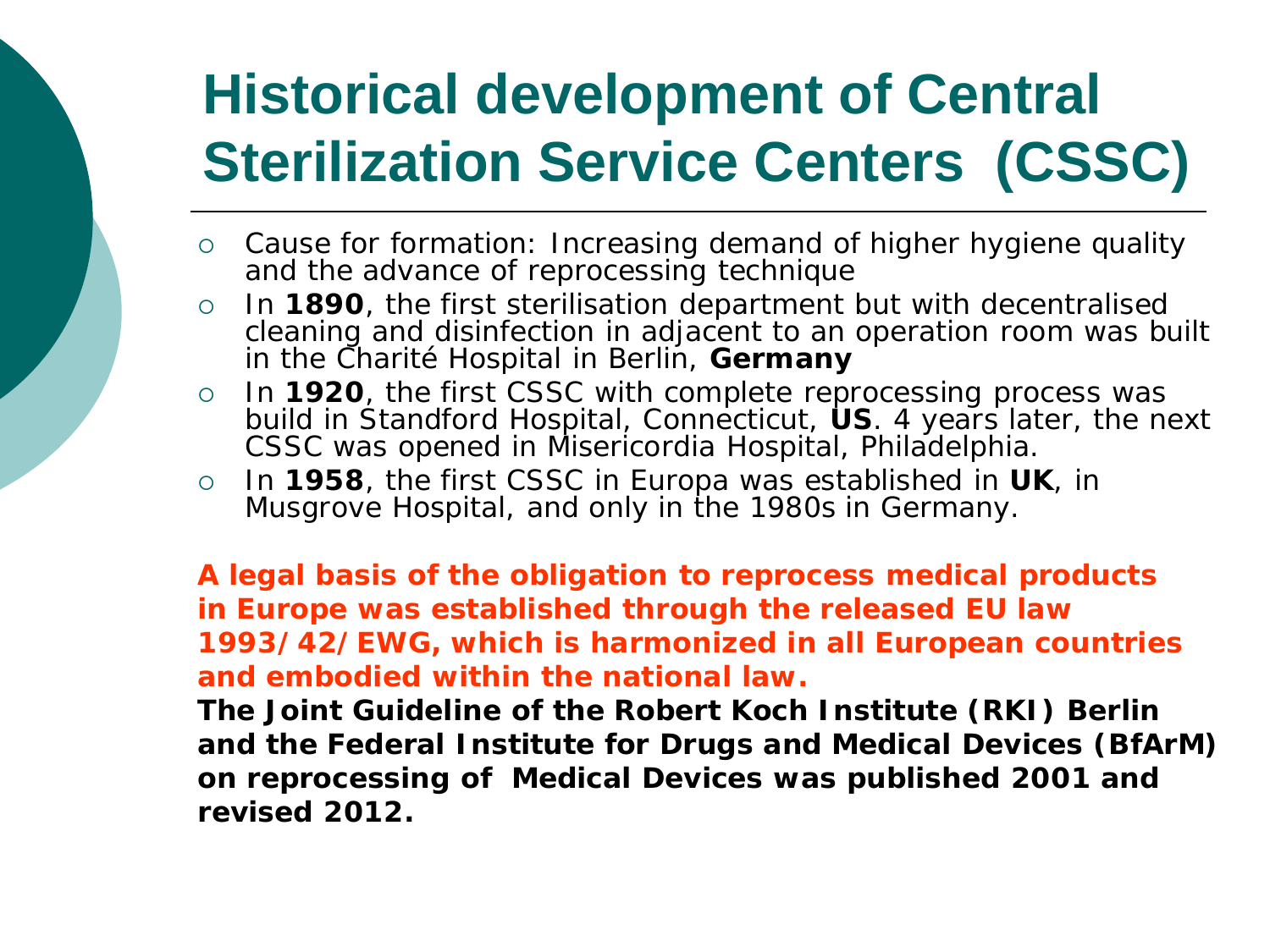# Historical development of Central Sterilization Service Centers (CSSC)

- Cause for formation: Increasing demand of higher hygiene quality and the advance of reprocessing technique
- In **1890**, the first sterilisation department but with decentralised cleaning and disinfection in adjacent to an operation room was built in the Charité Hospital in Berlin, **Germany**
- In **1920**, the first CSSC with complete reprocessing process was build in Standford Hospital, Connecticut, **US**. 4 years later, the next CSSC was opened in Misericordia Hospital, Philadelphia.
- In **1958**, the first CSSC in Europa was established in **UK**, in Musgrove Hospital, and only in the 1980s in Germany.

**A legal basis of the obligation to reprocess medical products in Europe was established through the released EU law 1993/42/EWG, which is harmonized in all European countries and embodied within the national law.**

**The Joint Guideline of the Robert Koch Institute (RKI) Berlin and the Federal Institute for Drugs and Medical Devices (BfArM) on reprocessing of Medical Devices was published 2001 and revised 2012.**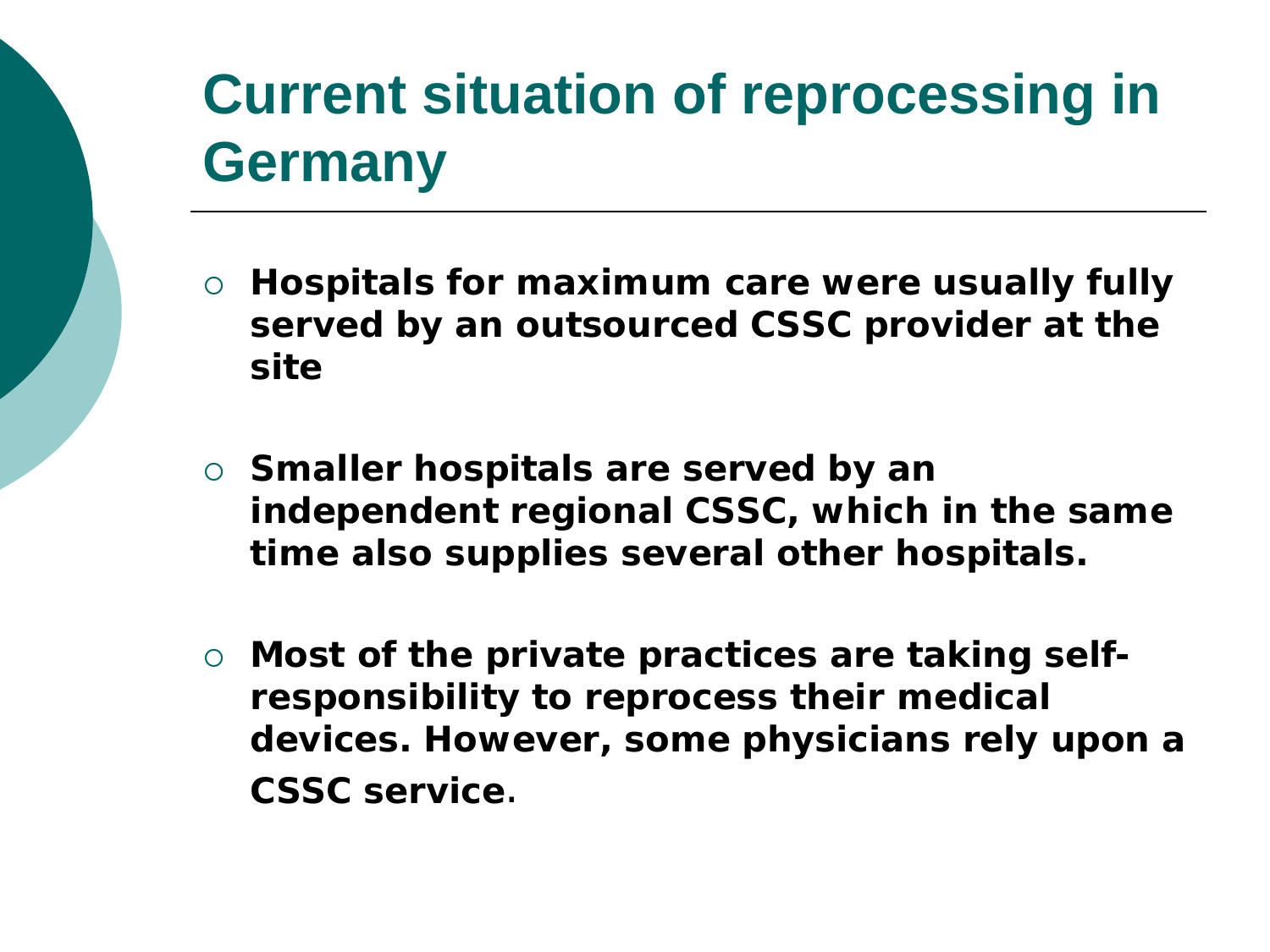# Current situation of reprocessing in Germany

- **Hospitals for maximum care were usually fully served by an outsourced CSSC provider at the site**

- **Smaller hospitals are served by an independent regional CSSC, which in the same time also supplies several other hospitals.**

- **Most of the private practices are taking self-responsibility to reprocess their medical devices. However, some physicians rely upon a CSSC service.**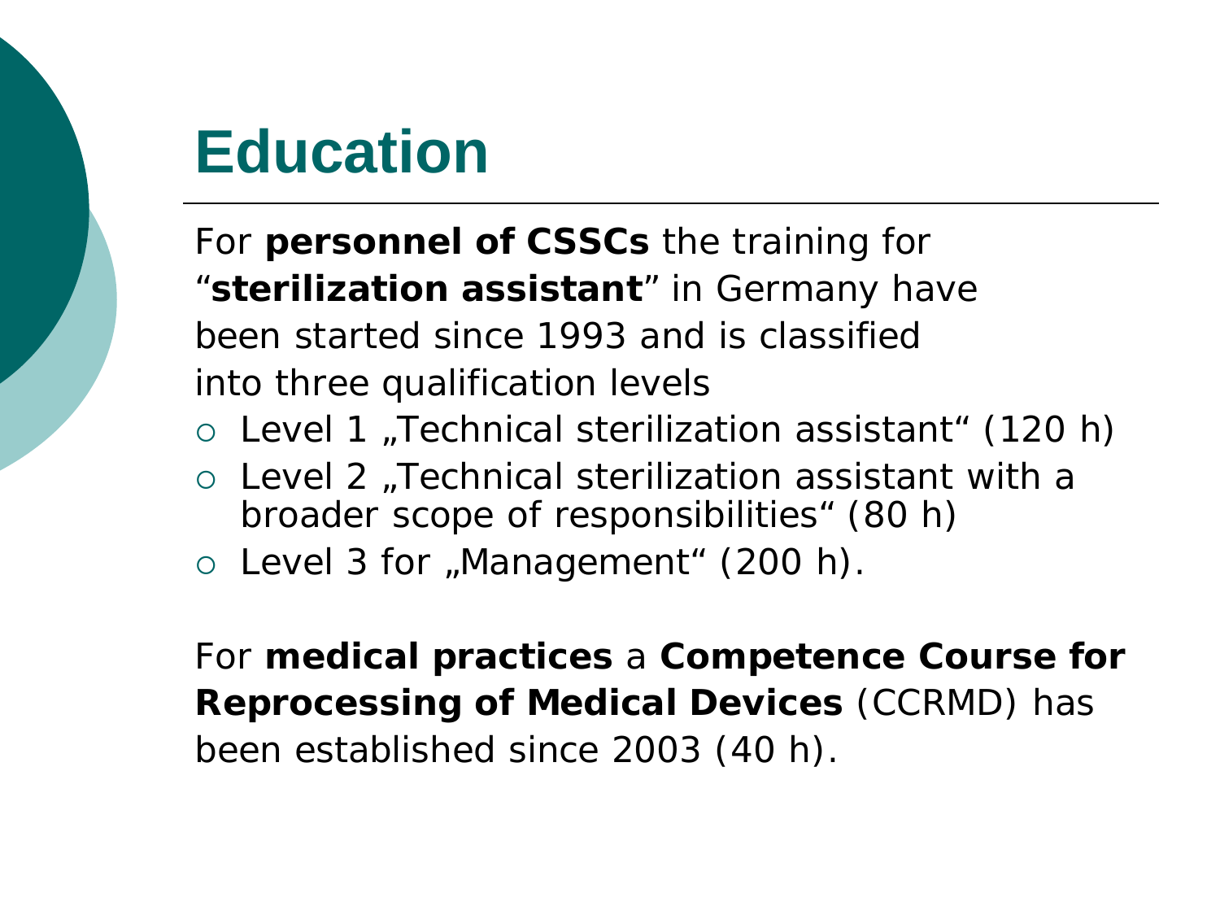# Education

For **personnel of CSSCs** the training for "**sterilization assistant**" in Germany have been started since 1993 and is classified into three qualification levels

- Level 1 „Technical sterilization assistant" (120 h)
- Level 2 „Technical sterilization assistant with a broader scope of responsibilities" (80 h)
- Level 3 for „Management" (200 h).

For **medical practices** a **Competence Course for Reprocessing of Medical Devices** (CCRMD) has been established since 2003 (40 h).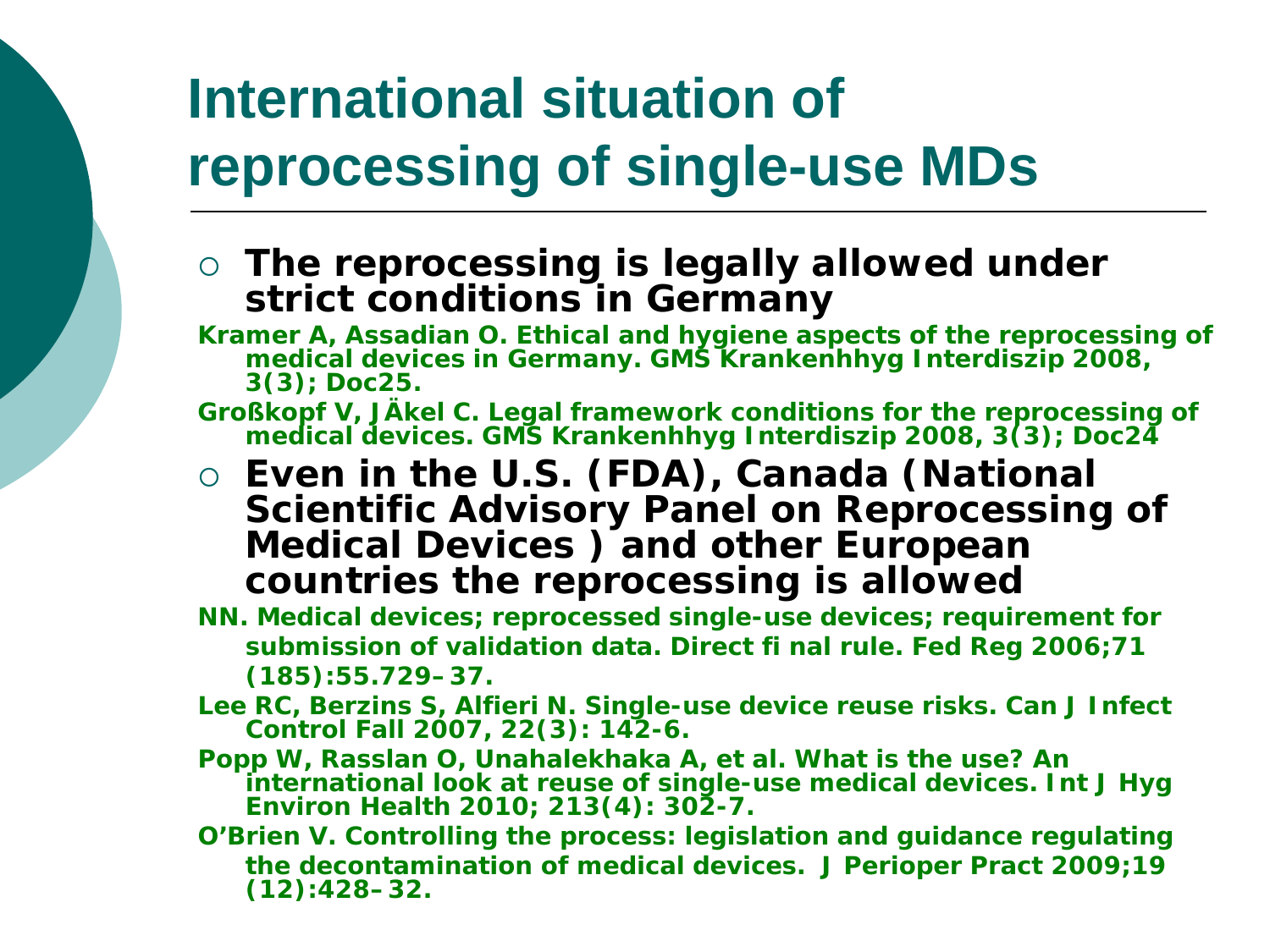# International situation of reprocessing of single-use MDs

- **The reprocessing is legally allowed under strict conditions in Germany**

**Kramer A, Assadian O. Ethical and hygiene aspects of the reprocessing of medical devices in Germany. GMS Krankenhhyg Interdiszip 2008, 3(3); Doc25.**

**Großkopf V, JÄkel C. Legal framework conditions for the reprocessing of medical devices. GMS Krankenhhyg Interdiszip 2008, 3(3); Doc24**

- **Even in the U.S. (FDA), Canada (National Scientific Advisory Panel on Reprocessing of Medical Devices ) and other European countries the reprocessing is allowed**

**NN. Medical devices; reprocessed single-use devices; requirement for submission of validation data. Direct fi nal rule. Fed Reg 2006;71 (185):55.729–37.**

**Lee RC, Berzins S, Alfieri N. Single-use device reuse risks. Can J Infect Control Fall 2007, 22(3): 142-6.**

**Popp W, Rasslan O, Unahalekhaka A, et al. What is the use? An international look at reuse of single-use medical devices. Int J Hyg Environ Health 2010; 213(4): 302-7.**

**O'Brien V. Controlling the process: legislation and guidance regulating the decontamination of medical devices. J Perioper Pract 2009;19 (12):428–32.**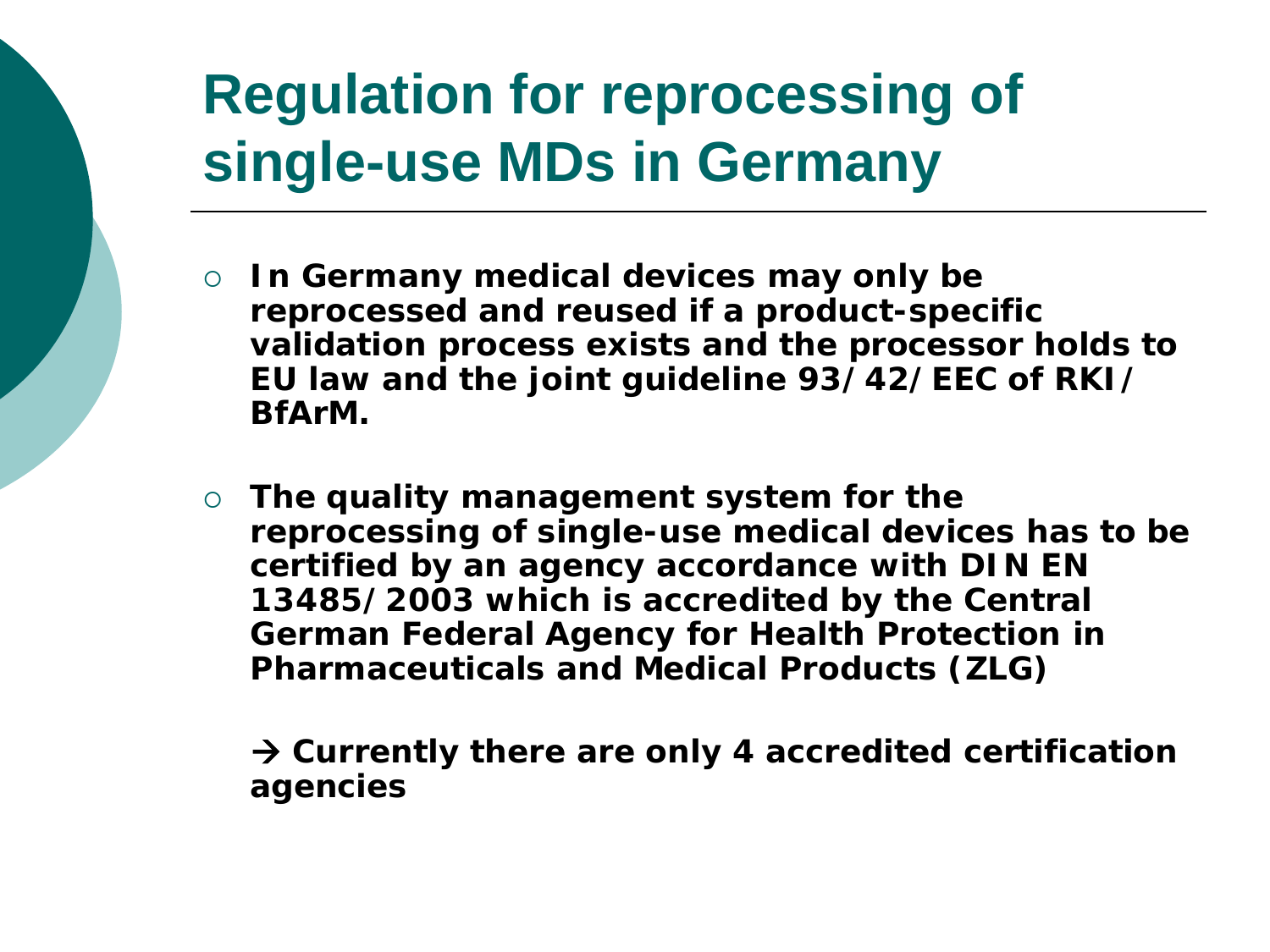# Regulation for reprocessing of single-use MDs in Germany

- **In Germany medical devices may only be reprocessed and reused if a product-specific validation process exists and the processor holds to EU law and the joint guideline 93/42/EEC of RKI/ BfArM.**

- **The quality management system for the reprocessing of single-use medical devices has to be certified by an agency accordance with DIN EN 13485/2003 which is accredited by the Central German Federal Agency for Health Protection in Pharmaceuticals and Medical Products (ZLG)**

  **→ Currently there are only 4 accredited certification agencies**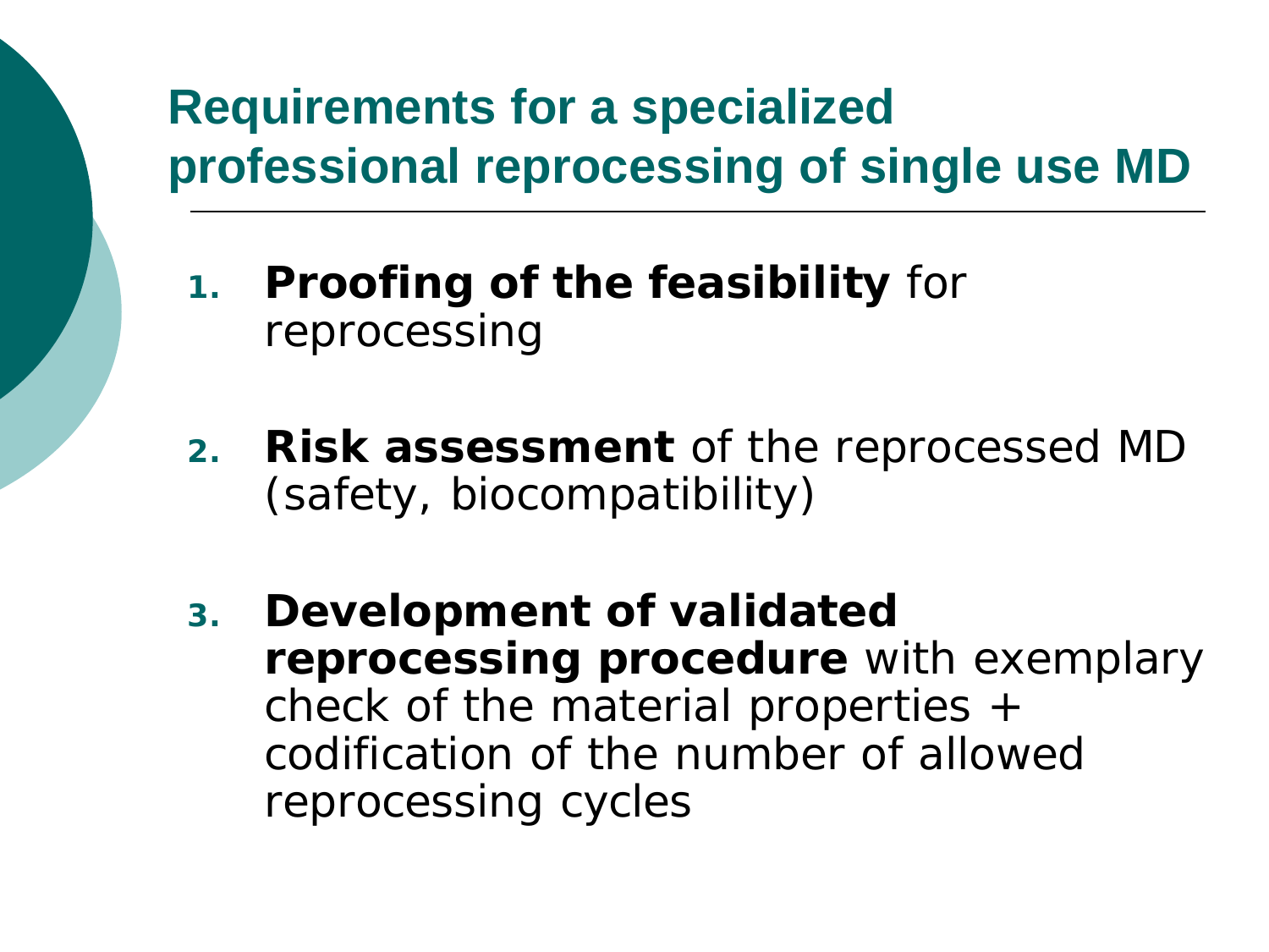## Requirements for a specialized professional reprocessing of single use MD

1. **Proofing of the feasibility** for reprocessing
2. **Risk assessment** of the reprocessed MD (safety, biocompatibility)
3. **Development of validated reprocessing procedure** with exemplary check of the material properties + codification of the number of allowed reprocessing cycles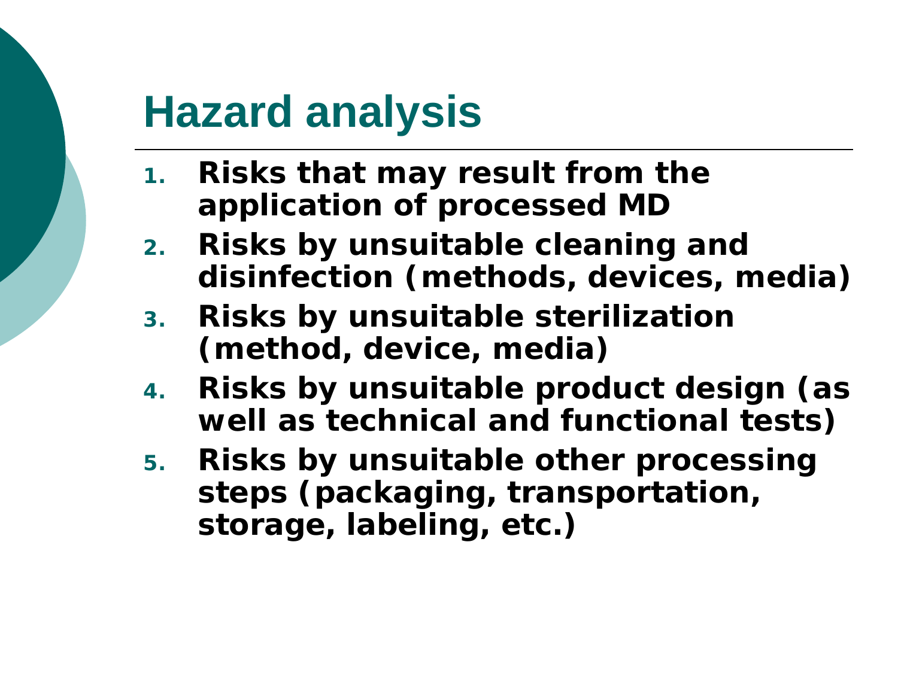# Hazard analysis

1. **Risks that may result from the application of processed MD**
2. **Risks by unsuitable cleaning and disinfection (methods, devices, media)**
3. **Risks by unsuitable sterilization (method, device, media)**
4. **Risks by unsuitable product design (as well as technical and functional tests)**
5. **Risks by unsuitable other processing steps (packaging, transportation, storage, labeling, etc.)**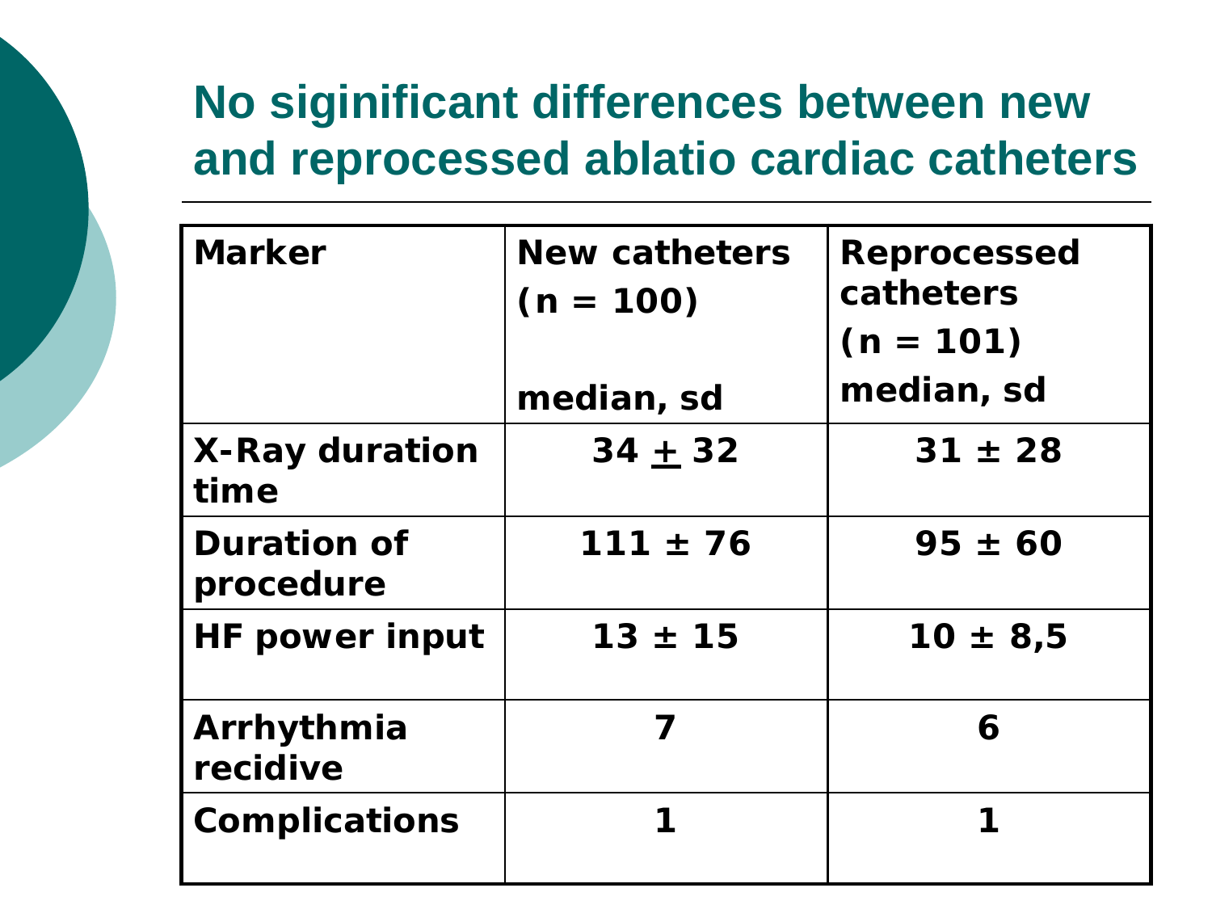# No siginificant differences between new and reprocessed ablatio cardiac catheters

| Marker | New catheters (n = 100) median, sd | Reprocessed catheters (n = 101) median, sd |
|---|---|---|
| X-Ray duration time | 34 ± 32 | 31 ± 28 |
| Duration of procedure | 111 ± 76 | 95 ± 60 |
| HF power input | 13 ± 15 | 10 ± 8,5 |
| Arrhythmia recidive | 7 | 6 |
| Complications | 1 | 1 |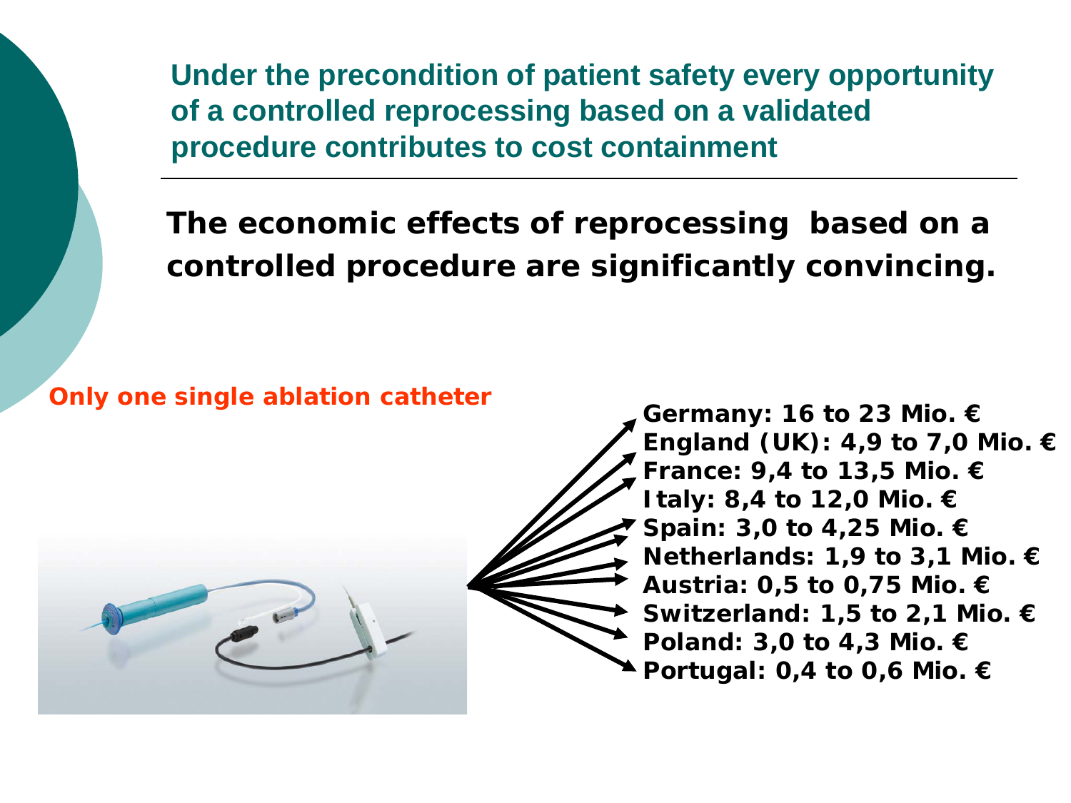## Under the precondition of patient safety every opportunity of a controlled reprocessing based on a validated procedure contributes to cost containment

**The economic effects of reprocessing based on a controlled procedure are significantly convincing.**

**Only one single ablation catheter**

- **Germany: 16 to 23 Mio. €**
- **England (UK): 4,9 to 7,0 Mio. €**
- **France: 9,4 to 13,5 Mio. €**
- **Italy: 8,4 to 12,0 Mio. €**
- **Spain: 3,0 to 4,25 Mio. €**
- **Netherlands: 1,9 to 3,1 Mio. €**
- **Austria: 0,5 to 0,75 Mio. €**
- **Switzerland: 1,5 to 2,1 Mio. €**
- **Poland: 3,0 to 4,3 Mio. €**
- **Portugal: 0,4 to 0,6 Mio. €**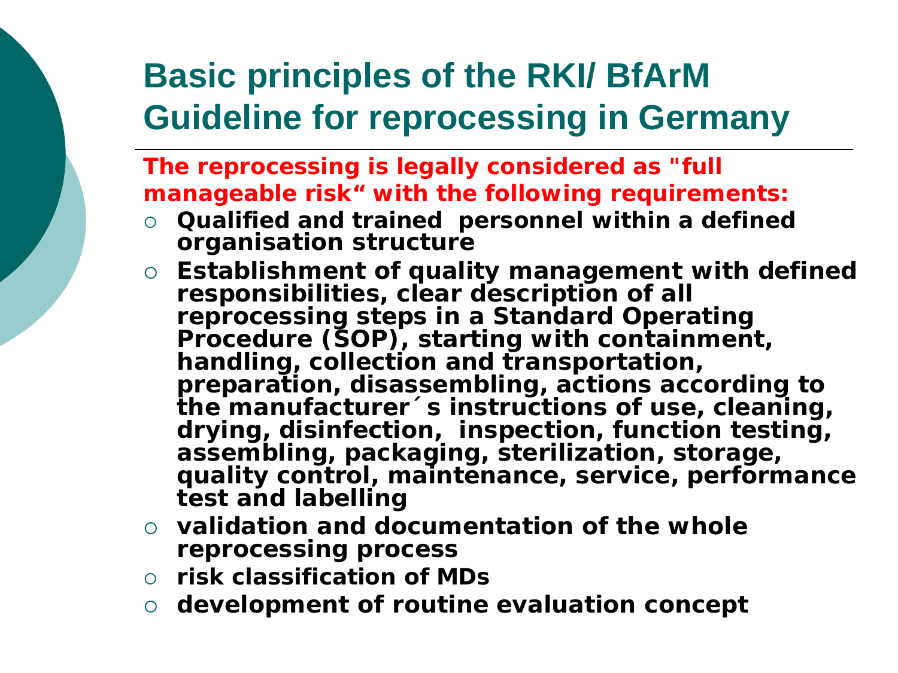# Basic principles of the RKI/ BfArM Guideline for reprocessing in Germany

**The reprocessing is legally considered as "full manageable risk“ with the following requirements:**

- **Qualified and trained personnel within a defined organisation structure**
- **Establishment of quality management with defined responsibilities, clear description of all reprocessing steps in a Standard Operating Procedure (SOP), starting with containment, handling, collection and transportation, preparation, disassembling, actions according to the manufacturer´s instructions of use, cleaning, drying, disinfection, inspection, function testing, assembling, packaging, sterilization, storage, quality control, maintenance, service, performance test and labelling**
- **validation and documentation of the whole reprocessing process**
- **risk classification of MDs**
- **development of routine evaluation concept**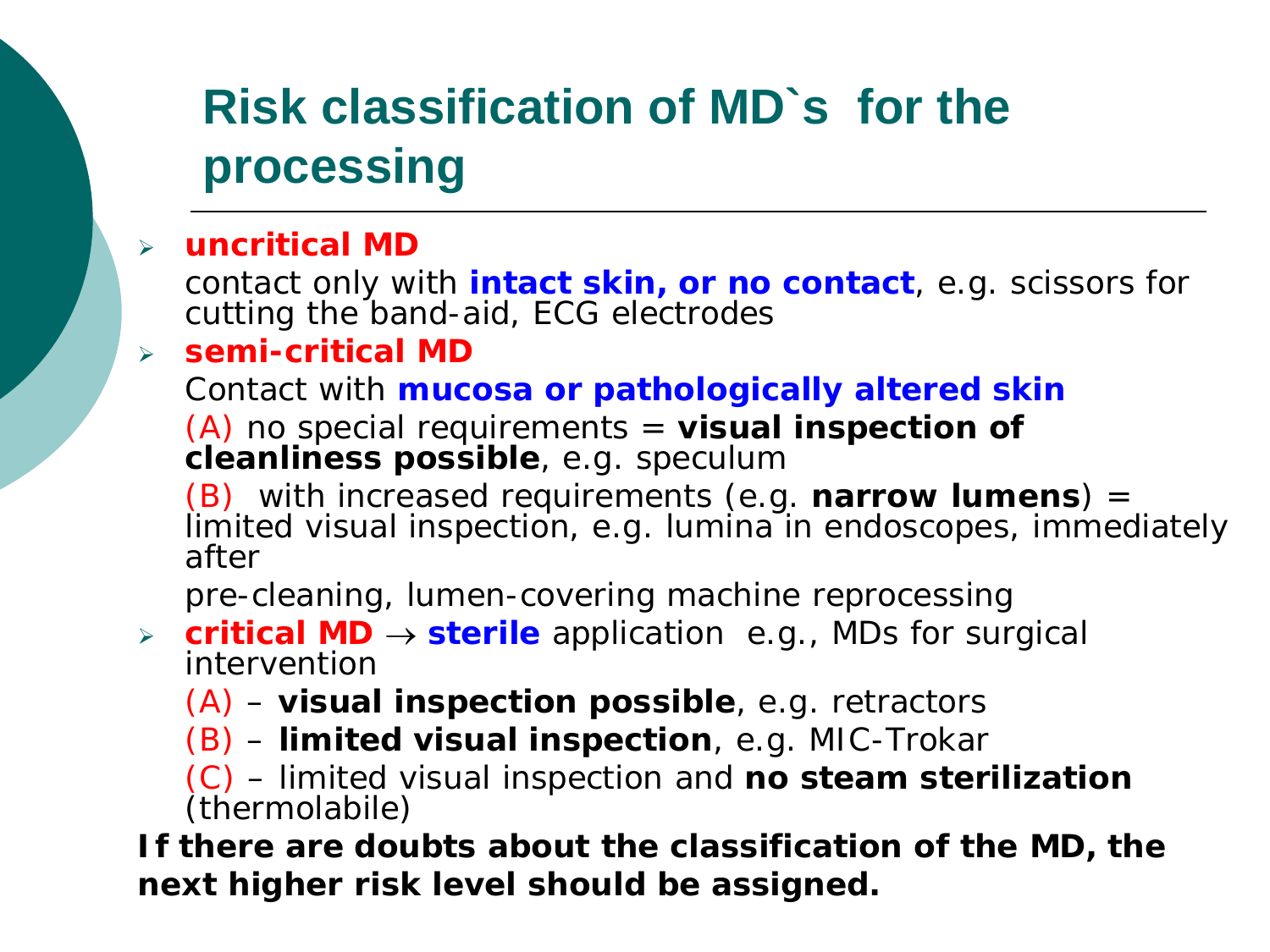# Risk classification of MD`s for the processing

- **uncritical MD**

  contact only with **intact skin, or no contact**, e.g. scissors for cutting the band-aid, ECG electrodes

- **semi-critical MD**

  Contact with **mucosa or pathologically altered skin**

  (A) no special requirements = **visual inspection of cleanliness possible**, e.g. speculum

  (B) with increased requirements (e.g. **narrow lumens**) = limited visual inspection, e.g. lumina in endoscopes, immediately after

  pre-cleaning, lumen-covering machine reprocessing

- **critical MD** → **sterile** application e.g., MDs for surgical intervention

  (A) – **visual inspection possible**, e.g. retractors

  (B) – **limited visual inspection**, e.g. MIC-Trokar

  (C) – limited visual inspection and **no steam sterilization** (thermolabile)

**If there are doubts about the classification of the MD, the next higher risk level should be assigned.**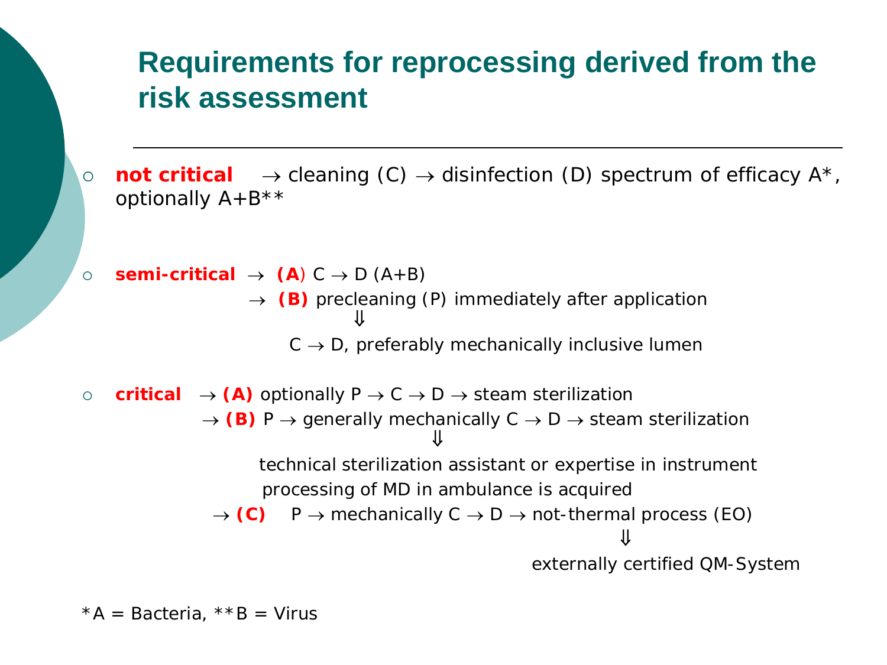# Requirements for reprocessing derived from the risk assessment

- **not critical** → cleaning (C) → disinfection (D) spectrum of efficacy A*, optionally A+B**

- **semi-critical** → **(A)** C → D (A+B)
  → **(B)** precleaning (P) immediately after application
  ⇓
  C → D, preferably mechanically inclusive lumen

- **critical** → **(A)** optionally P → C → D → steam sterilization
  → **(B)** P → generally mechanically C → D → steam sterilization
  ⇓
  technical sterilization assistant or expertise in instrument processing of MD in ambulance is acquired
  → **(C)** P → mechanically C → D → not-thermal process (EO)
  ⇓
  externally certified QM-System

*A = Bacteria, **B = Virus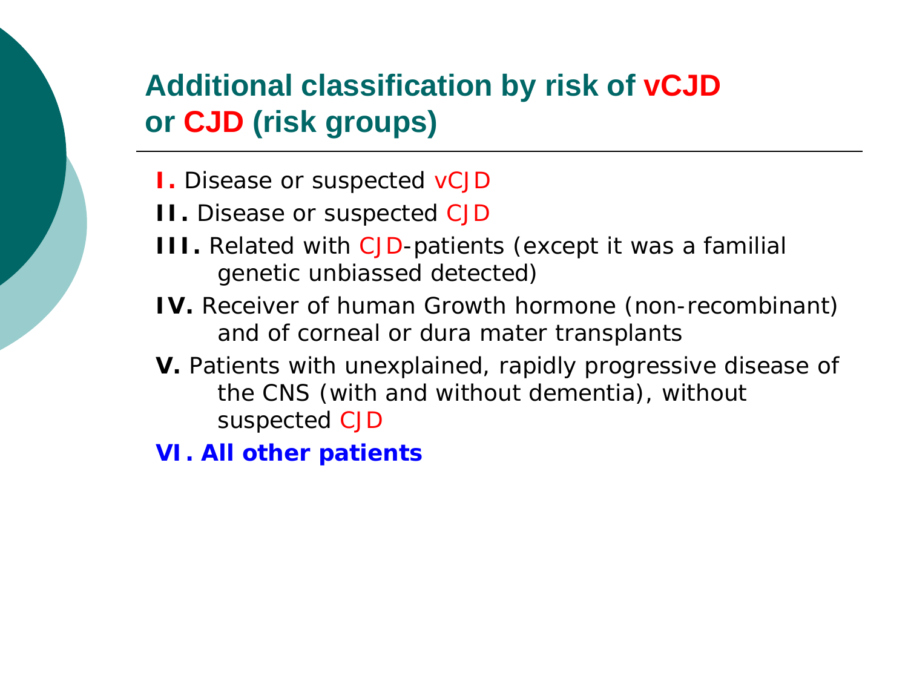## Additional classification by risk of vCJD or CJD (risk groups)

**I.** Disease or suspected vCJD

**II.** Disease or suspected CJD

**III.** Related with CJD-patients (except it was a familial genetic unbiassed detected)

**IV.** Receiver of human Growth hormone (non-recombinant) and of corneal or dura mater transplants

**V.** Patients with unexplained, rapidly progressive disease of the CNS (with and without dementia), without suspected CJD

**VI. All other patients**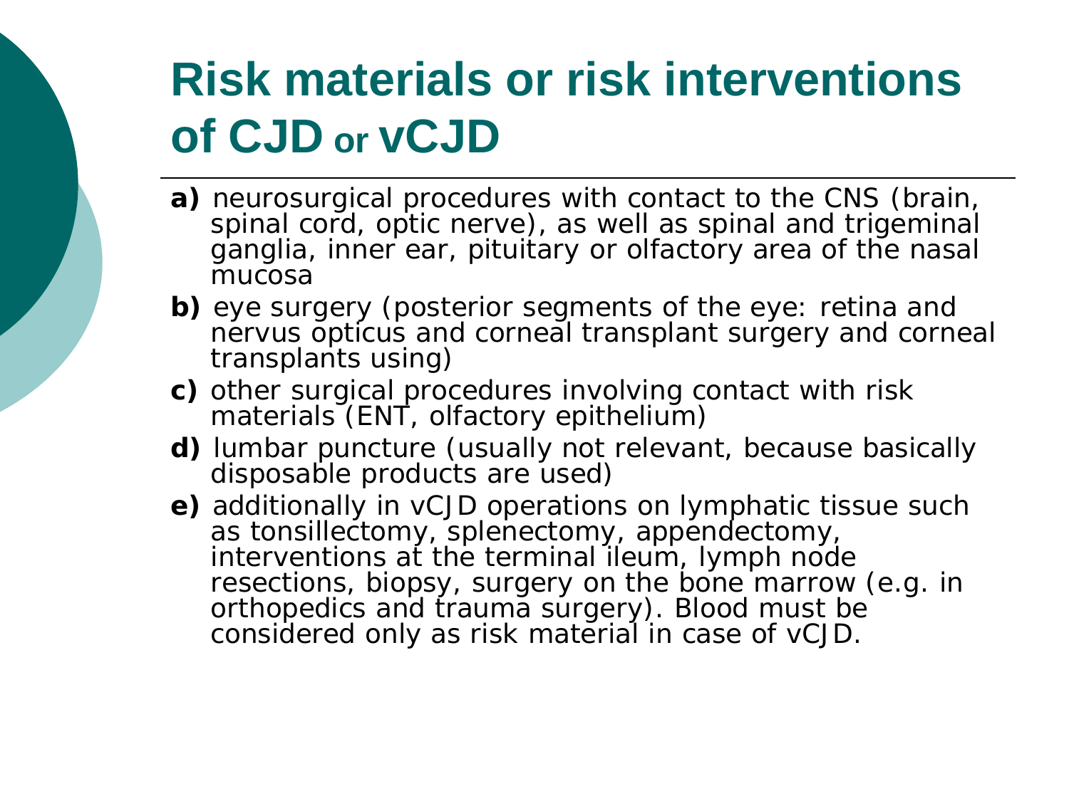# Risk materials or risk interventions of CJD or vCJD

**a)** neurosurgical procedures with contact to the CNS (brain, spinal cord, optic nerve), as well as spinal and trigeminal ganglia, inner ear, pituitary or olfactory area of the nasal mucosa

**b)** eye surgery (posterior segments of the eye: retina and nervus opticus and corneal transplant surgery and corneal transplants using)

**c)** other surgical procedures involving contact with risk materials (ENT, olfactory epithelium)

**d)** lumbar puncture (usually not relevant, because basically disposable products are used)

**e)** additionally in vCJD operations on lymphatic tissue such as tonsillectomy, splenectomy, appendectomy, interventions at the terminal ileum, lymph node resections, biopsy, surgery on the bone marrow (e.g. in orthopedics and trauma surgery). Blood must be considered only as risk material in case of vCJD.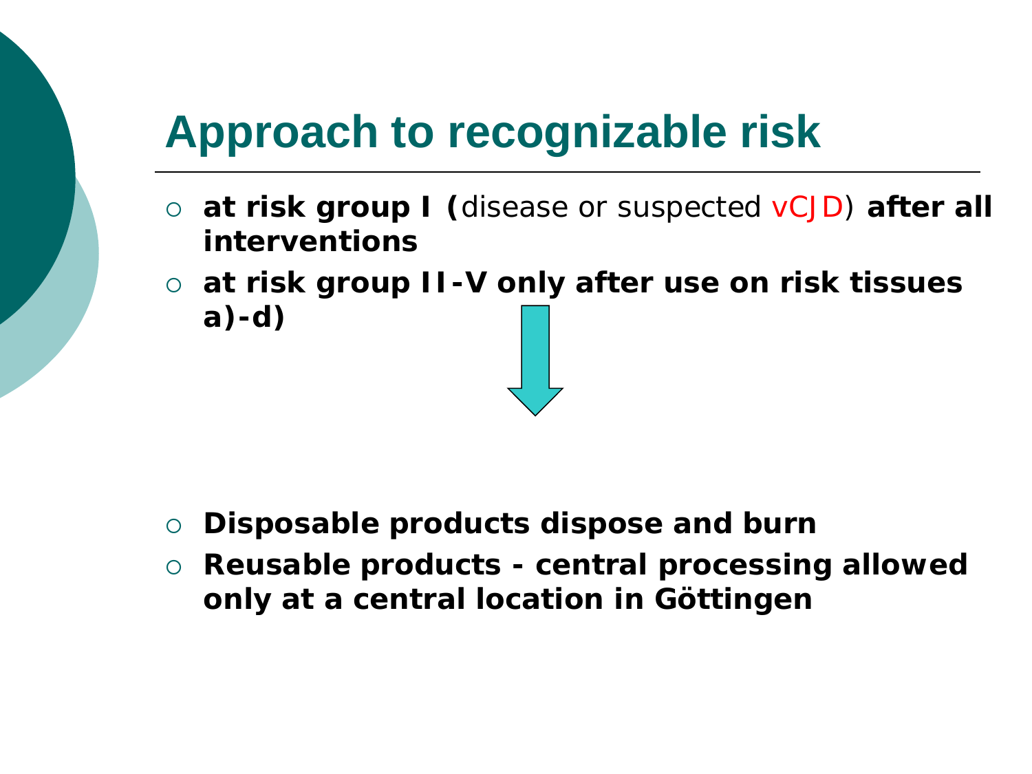# Approach to recognizable risk

- **at risk group I (**disease or suspected vCJD) **after all interventions**
- **at risk group II-V only after use on risk tissues a)-d)**

- **Disposable products dispose and burn**
- **Reusable products - central processing allowed only at a central location in Göttingen**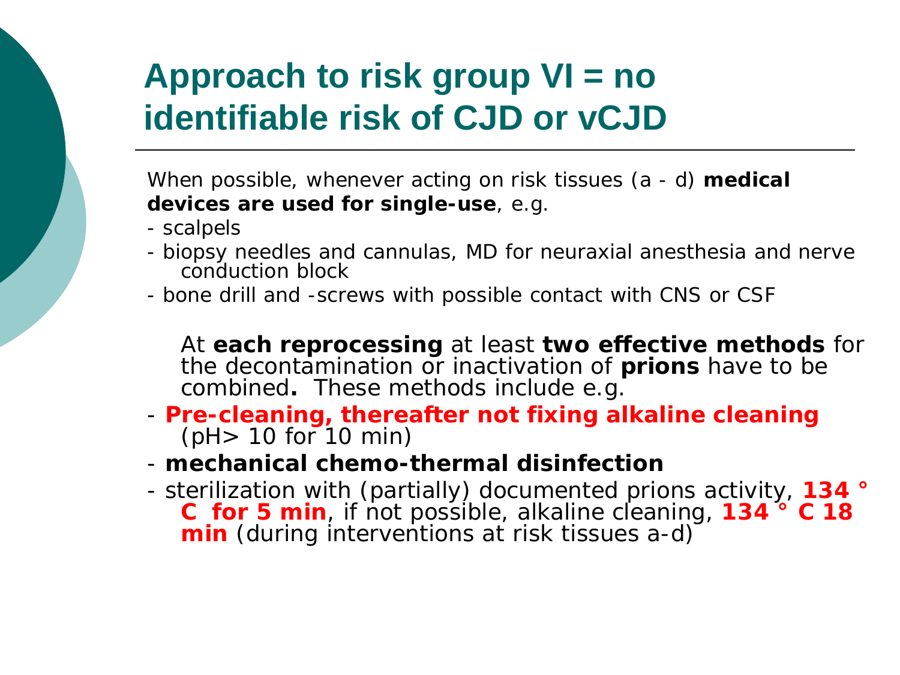# Approach to risk group VI = no identifiable risk of CJD or vCJD

When possible, whenever acting on risk tissues (a - d) **medical devices are used for single-use**, e.g.

- scalpels
- biopsy needles and cannulas, MD for neuraxial anesthesia and nerve conduction block
- bone drill and -screws with possible contact with CNS or CSF

At **each reprocessing** at least **two effective methods** for the decontamination or inactivation of **prions** have to be combined**.** These methods include e.g.

- **Pre-cleaning, thereafter not fixing alkaline cleaning** (pH> 10 for 10 min)
- **mechanical chemo-thermal disinfection**
- sterilization with (partially) documented prions activity, **134 ° C for 5 min**, if not possible, alkaline cleaning, **134 ° C 18 min** (during interventions at risk tissues a-d)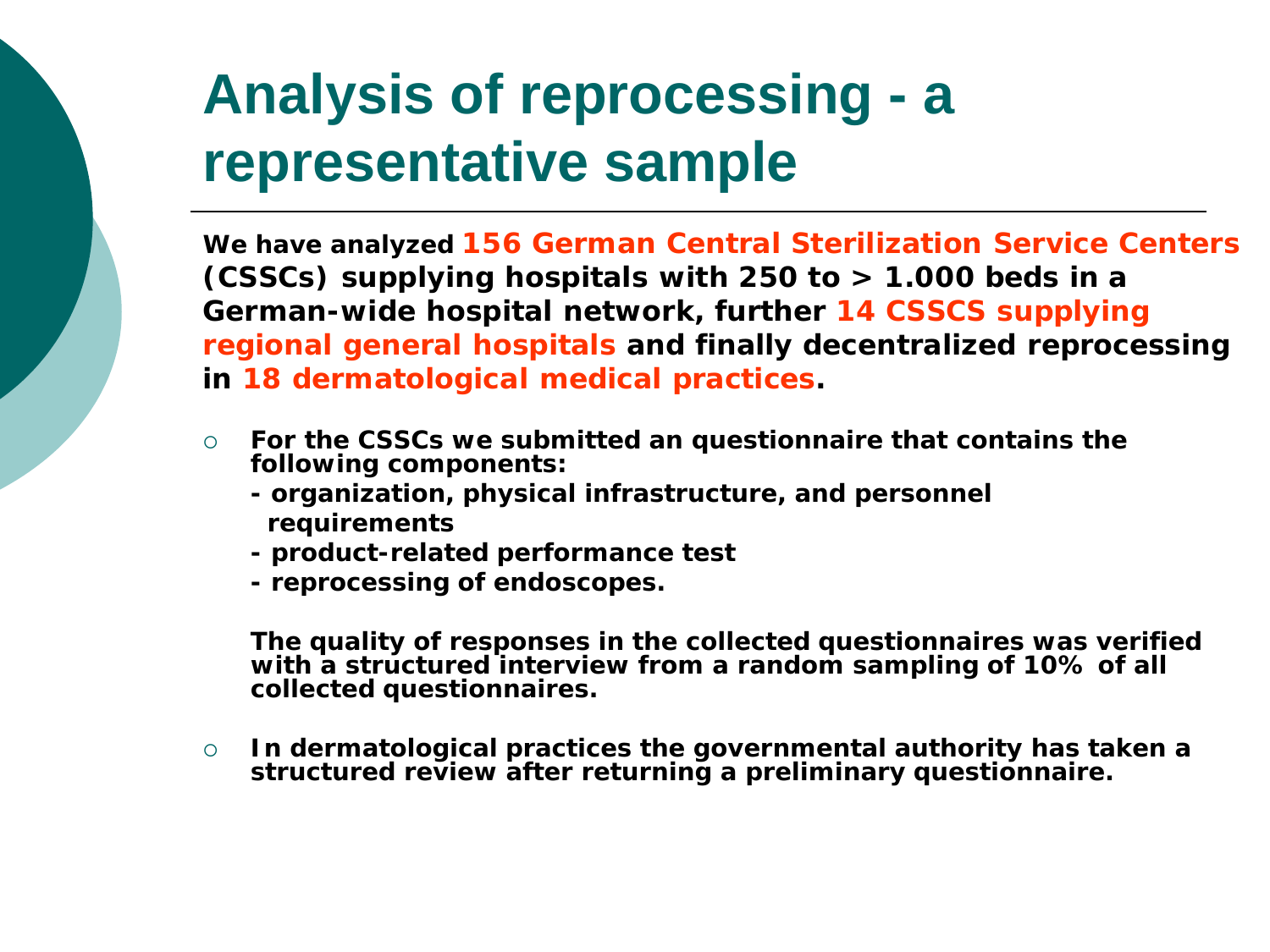# Analysis of reprocessing - a representative sample

**We have analyzed 156 German Central Sterilization Service Centers (CSSCs) supplying hospitals with 250 to > 1.000 beds in a German-wide hospital network, further 14 CSSCS supplying regional general hospitals and finally decentralized reprocessing in 18 dermatological medical practices.**

- **For the CSSCs we submitted an questionnaire that contains the following components:**
  - **- organization, physical infrastructure, and personnel requirements**
  - **- product-related performance test**
  - **- reprocessing of endoscopes.**

  **The quality of responses in the collected questionnaires was verified with a structured interview from a random sampling of 10% of all collected questionnaires.**

- **In dermatological practices the governmental authority has taken a structured review after returning a preliminary questionnaire.**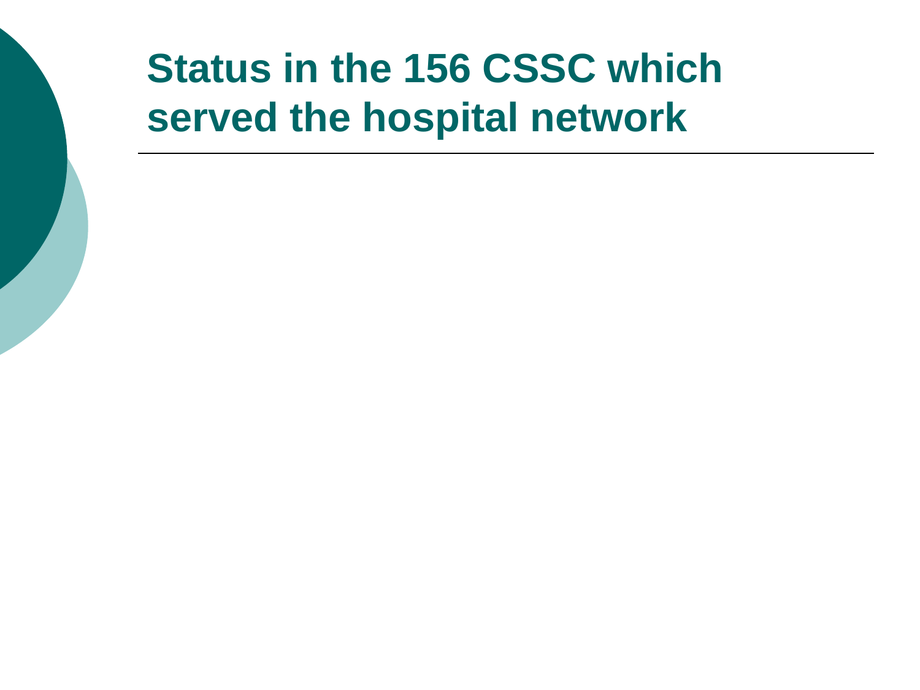# Status in the 156 CSSC which served the hospital network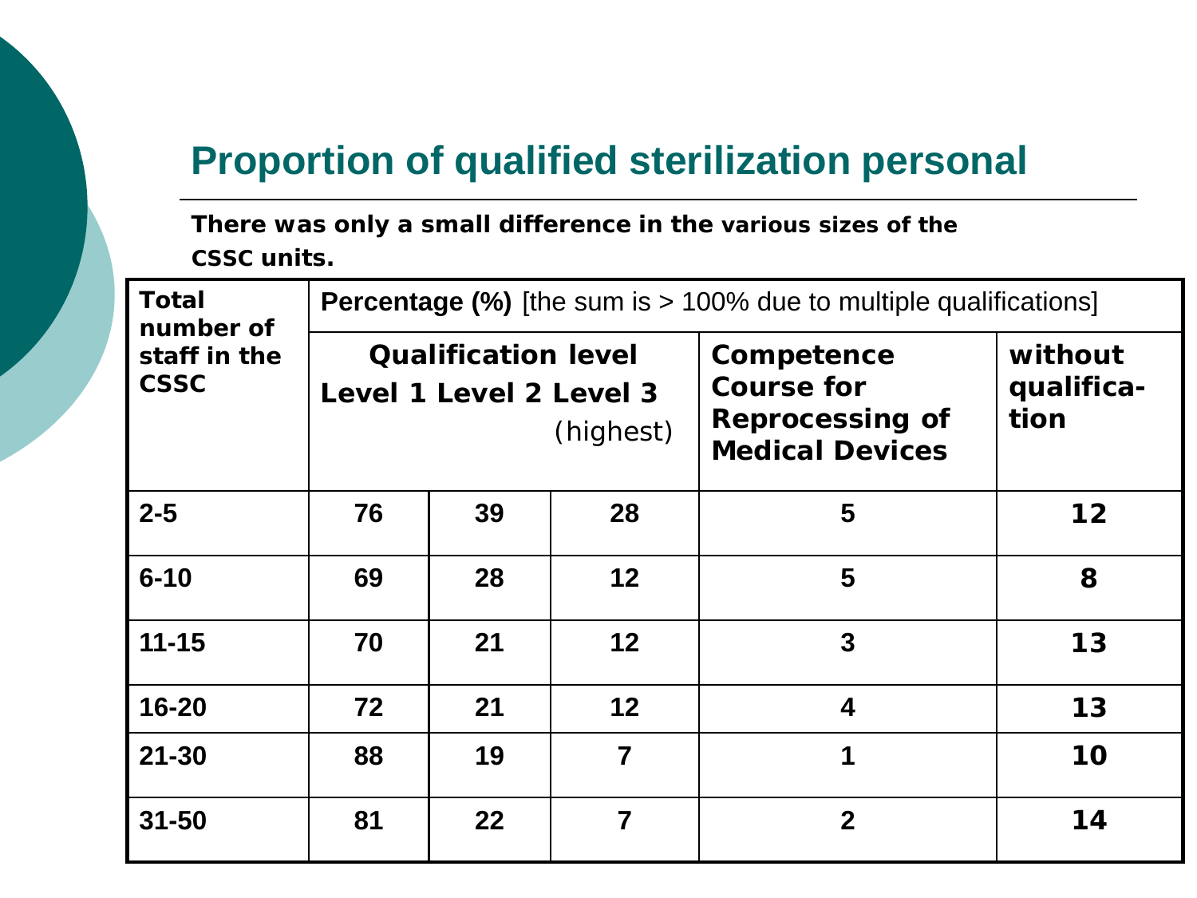## Proportion of qualified sterilization personal

**There was only a small difference in the various sizes of the CSSC units.**

| Total number of staff in the CSSC | **Percentage (%)** [the sum is > 100% due to multiple qualifications] | | | | |
|---|---|---|---|---|---|
| | **Qualification level** | | | **Competence Course for Reprocessing of Medical Devices** | **without qualifica-tion** |
| | **Level 1** | **Level 2** | **Level 3** (highest) | | |
| **2-5** | **76** | **39** | **28** | **5** | **12** |
| **6-10** | **69** | **28** | **12** | **5** | **8** |
| **11-15** | **70** | **21** | **12** | **3** | **13** |
| **16-20** | **72** | **21** | **12** | **4** | **13** |
| **21-30** | **88** | **19** | **7** | **1** | **10** |
| **31-50** | **81** | **22** | **7** | **2** | **14** |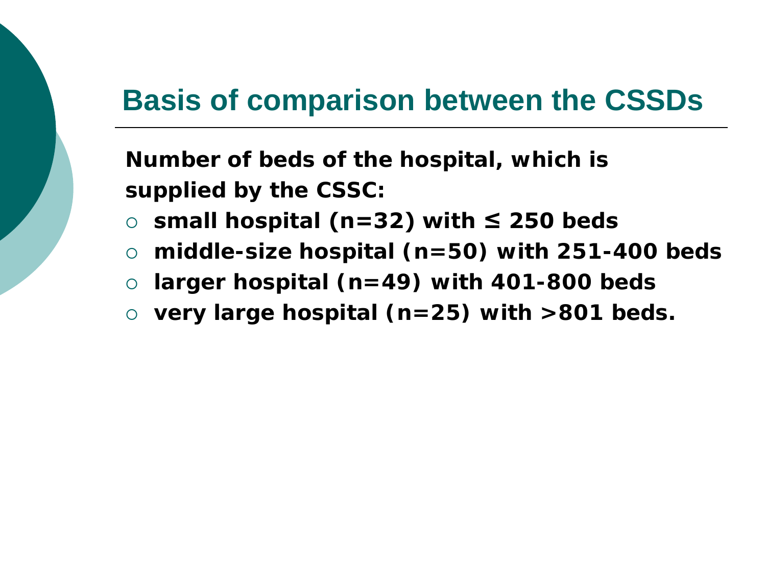# Basis of comparison between the CSSDs

**Number of beds of the hospital, which is supplied by the CSSC:**

- **small hospital (n=32) with ≤ 250 beds**
- **middle-size hospital (n=50) with 251-400 beds**
- **larger hospital (n=49) with 401-800 beds**
- **very large hospital (n=25) with >801 beds.**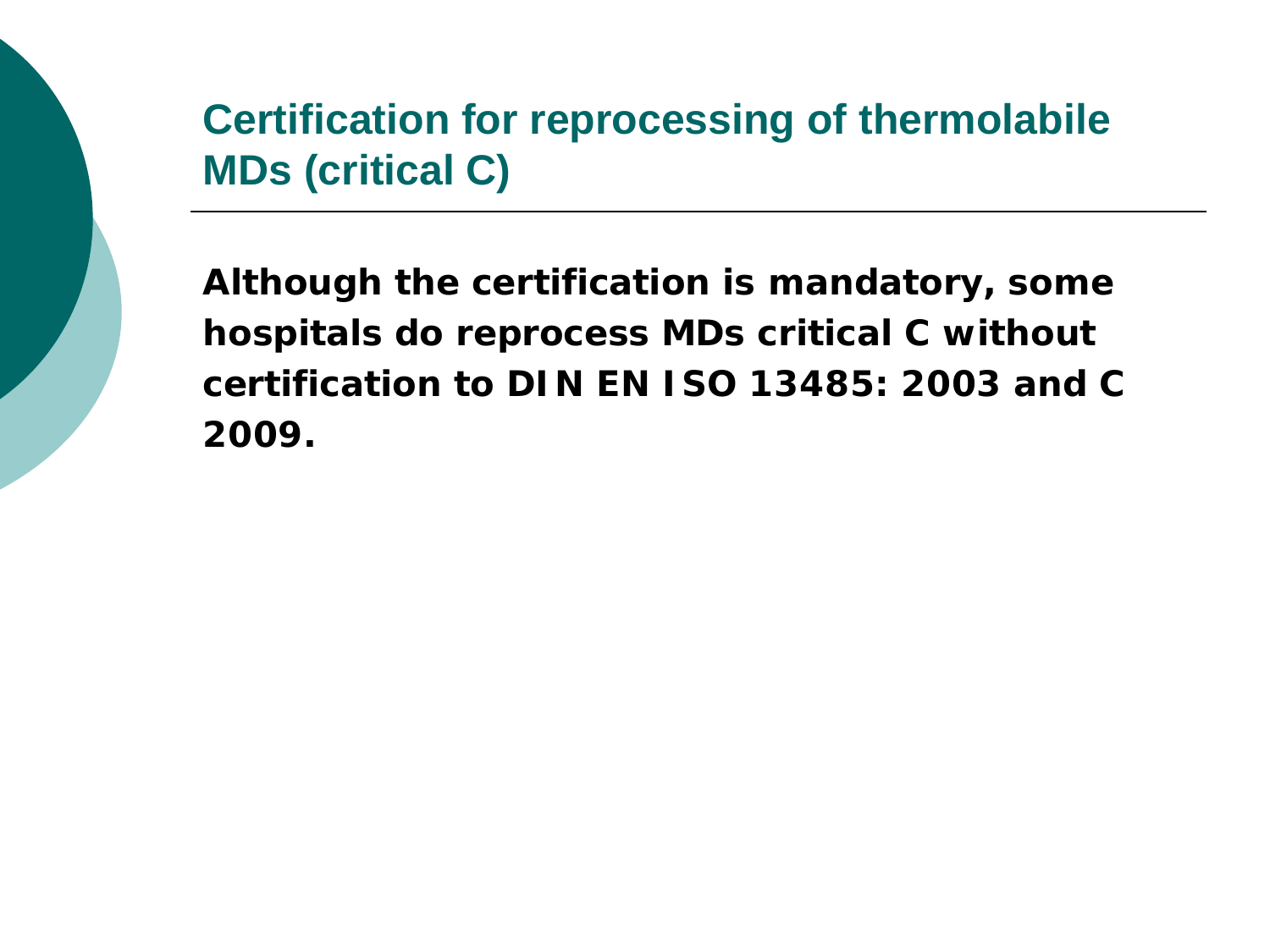## Certification for reprocessing of thermolabile MDs (critical C)

**Although the certification is mandatory, some hospitals do reprocess MDs critical C without certification to DIN EN ISO 13485: 2003 and C 2009.**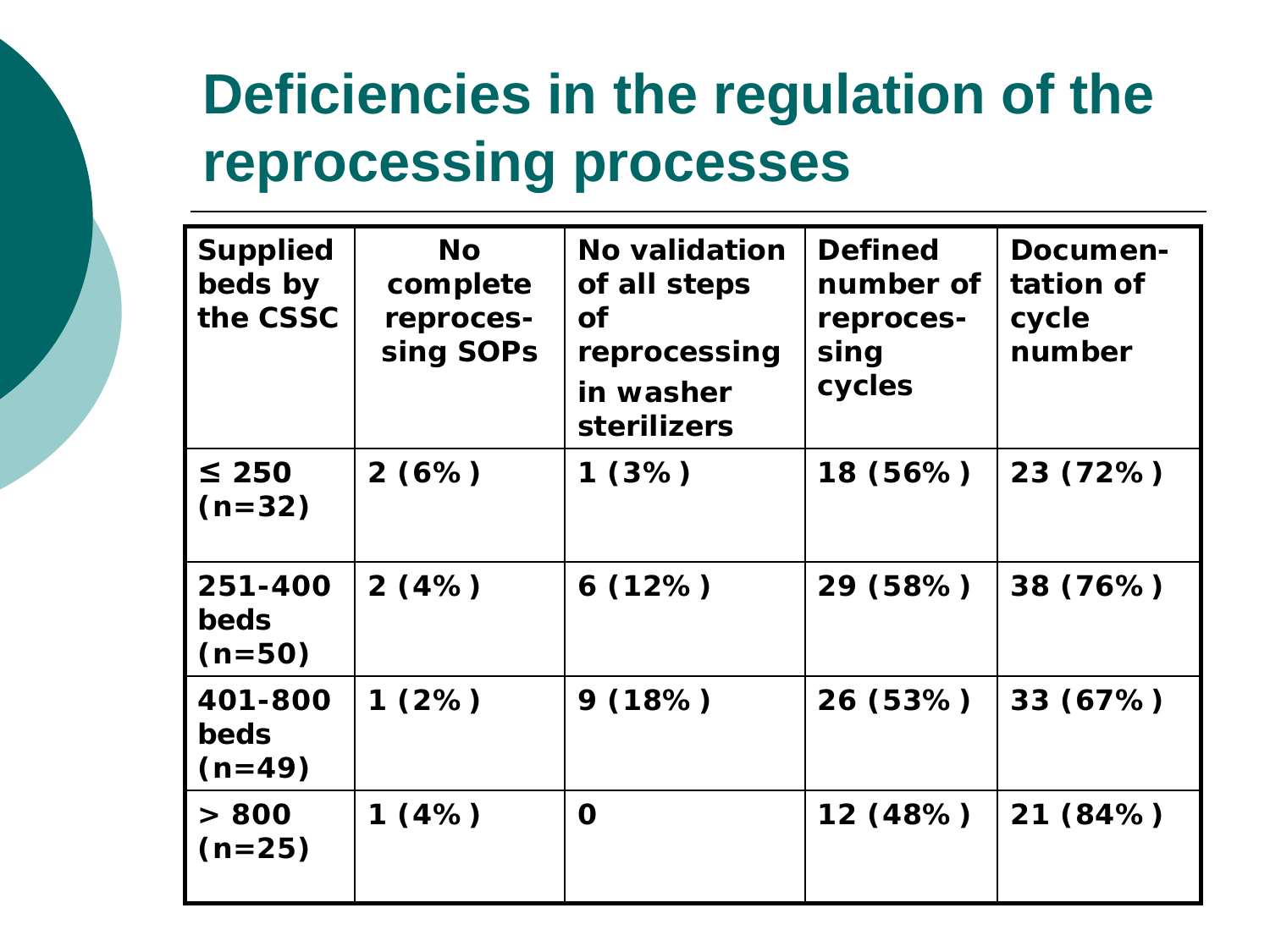# Deficiencies in the regulation of the reprocessing processes

| Supplied beds by the CSSC | No complete reprocessing SOPs | No validation of all steps of reprocessing in washer sterilizers | Defined number of reprocessing cycles | Documentation of cycle number |
|---|---|---|---|---|
| ≤ 250 (n=32) | 2 (6%) | 1 (3%) | 18 (56%) | 23 (72%) |
| 251-400 beds (n=50) | 2 (4%) | 6 (12%) | 29 (58%) | 38 (76%) |
| 401-800 beds (n=49) | 1 (2%) | 9 (18%) | 26 (53%) | 33 (67%) |
| > 800 (n=25) | 1 (4%) | 0 | 12 (48%) | 21 (84%) |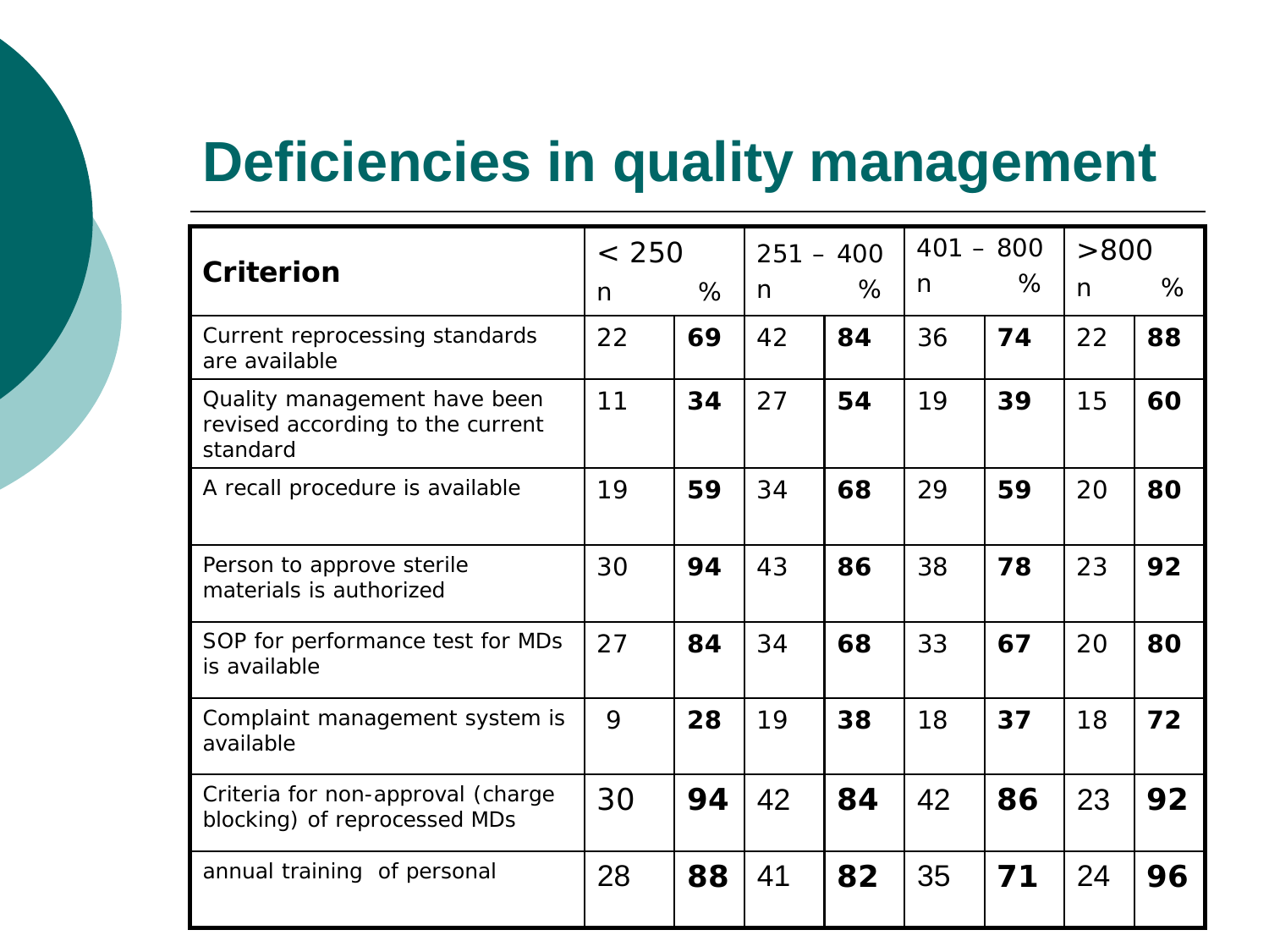# Deficiencies in quality management

| Criterion | < 250 | | 251 – 400 | | 401 – 800 | | >800 | |
|---|---|---|---|---|---|---|---|---|
| | n | % | n | % | n | % | n | % |
| Current reprocessing standards are available | 22 | **69** | 42 | **84** | 36 | **74** | 22 | **88** |
| Quality management have been revised according to the current standard | 11 | **34** | 27 | **54** | 19 | **39** | 15 | **60** |
| A recall procedure is available | 19 | **59** | 34 | **68** | 29 | **59** | 20 | **80** |
| Person to approve sterile materials is authorized | 30 | **94** | 43 | **86** | 38 | **78** | 23 | **92** |
| SOP for performance test for MDs is available | 27 | **84** | 34 | **68** | 33 | **67** | 20 | **80** |
| Complaint management system is available | 9 | **28** | 19 | **38** | 18 | **37** | 18 | **72** |
| Criteria for non-approval (charge blocking) of reprocessed MDs | 30 | **94** | 42 | **84** | 42 | **86** | 23 | **92** |
| annual training of personal | 28 | **88** | 41 | **82** | 35 | **71** | 24 | **96** |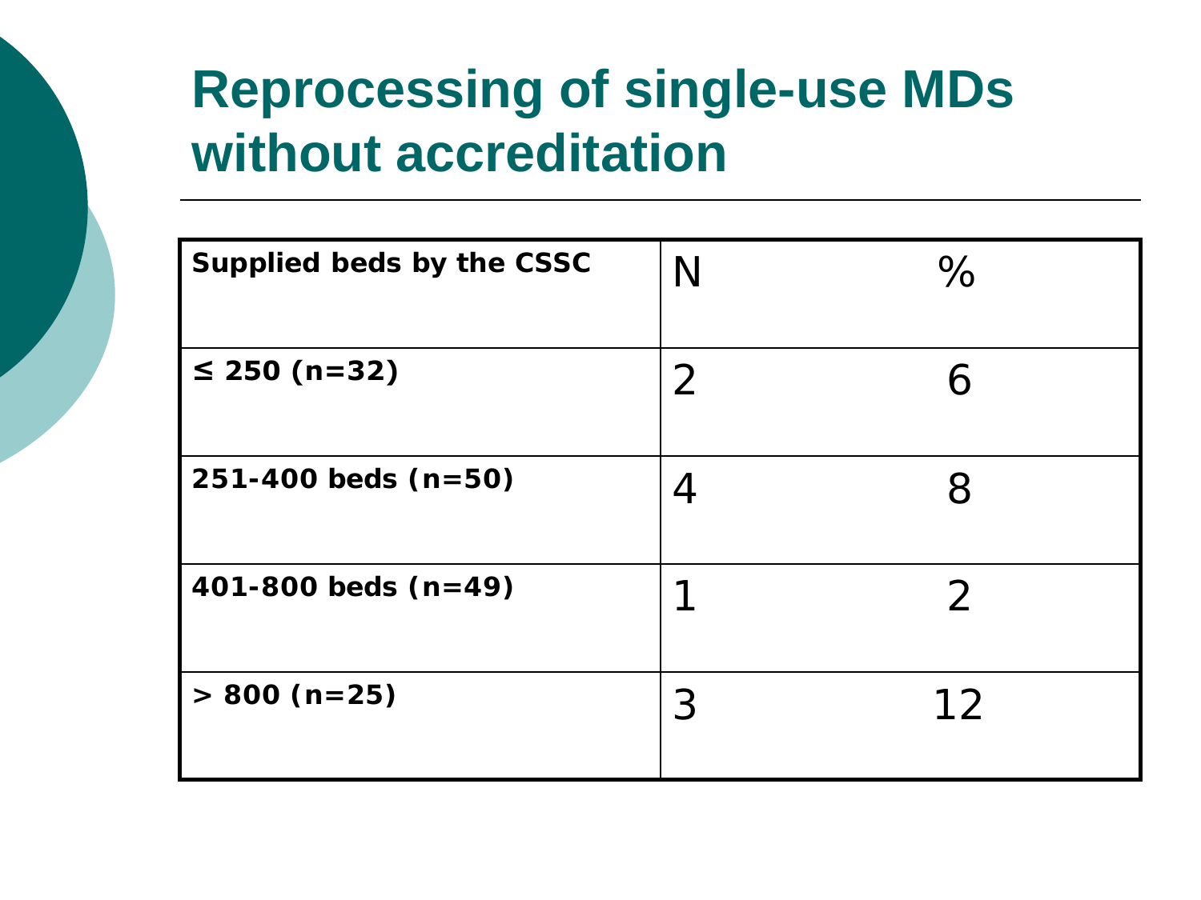# Reprocessing of single-use MDs without accreditation

| Supplied beds by the CSSC | N | % |
|---|---|---|
| ≤ 250 (n=32) | 2 | 6 |
| 251-400 beds (n=50) | 4 | 8 |
| 401-800 beds (n=49) | 1 | 2 |
| > 800 (n=25) | 3 | 12 |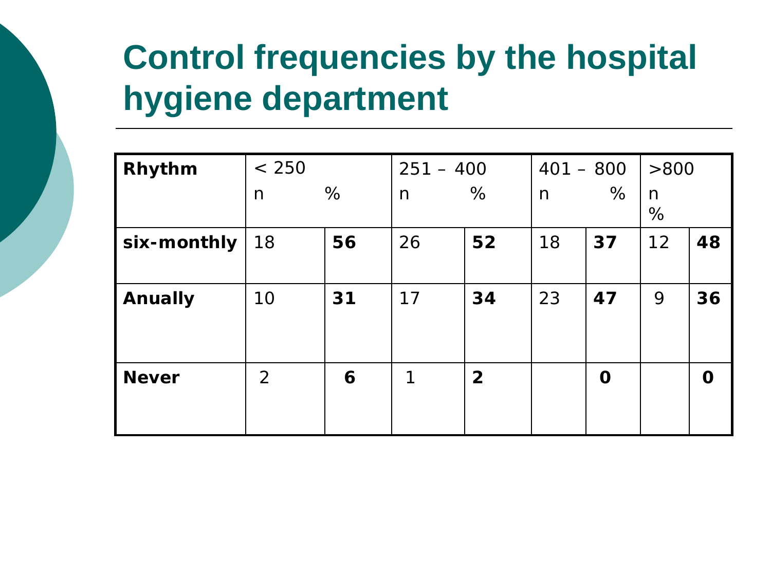# Control frequencies by the hospital hygiene department

| Rhythm | < 250 | | 251 – 400 | | 401 – 800 | | >800 | |
|---|---|---|---|---|---|---|---|---|
| | n | % | n | % | n | % | n | % |
| **six-monthly** | 18 | **56** | 26 | **52** | 18 | **37** | 12 | **48** |
| **Anually** | 10 | **31** | 17 | **34** | 23 | **47** | 9 | **36** |
| **Never** | 2 | **6** | 1 | **2** | | **0** | | **0** |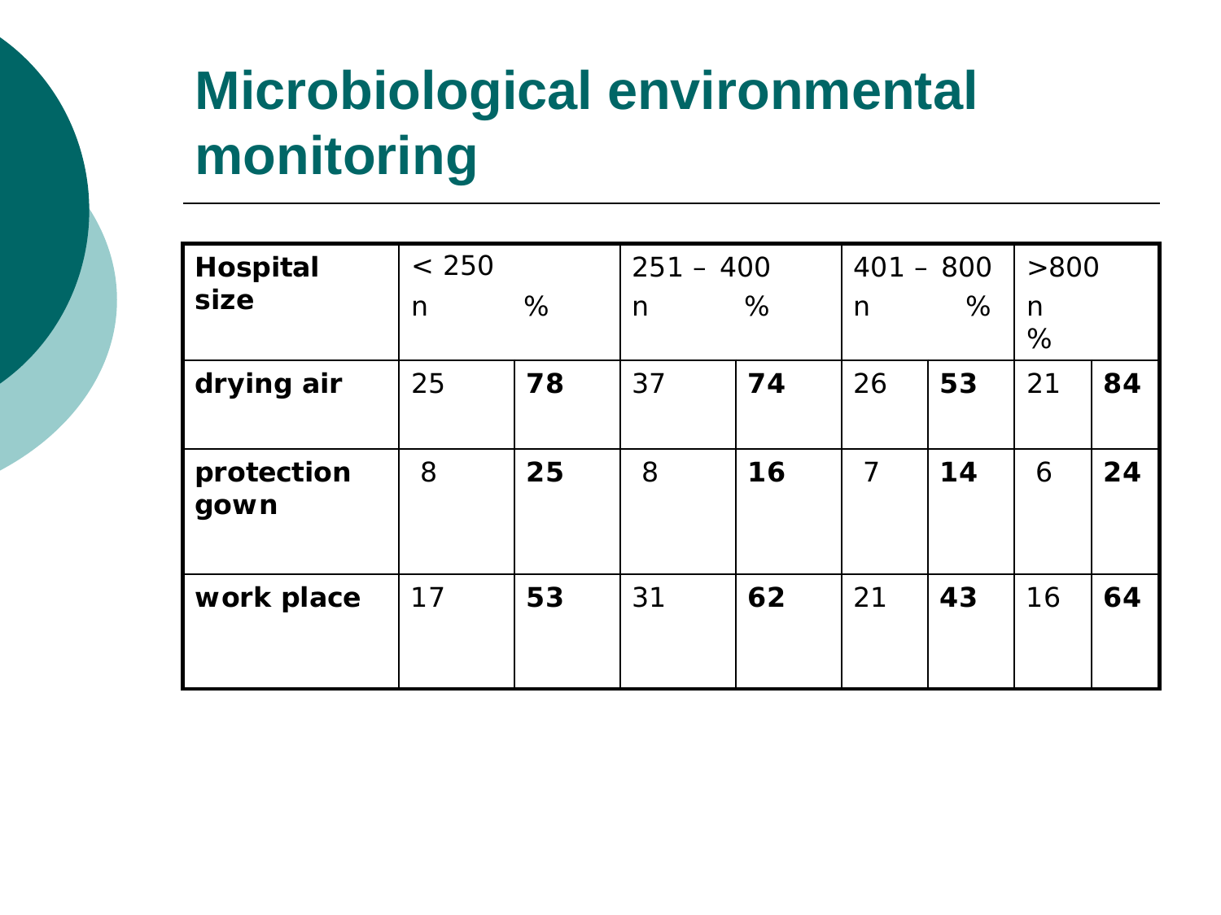# Microbiological environmental monitoring

| Hospital size | < 250 | | 251 – 400 | | 401 – 800 | | >800 | |
|---|---|---|---|---|---|---|---|---|
| | n | % | n | % | n | % | n | % |
| **drying air** | 25 | **78** | 37 | **74** | 26 | **53** | 21 | **84** |
| **protection gown** | 8 | **25** | 8 | **16** | 7 | **14** | 6 | **24** |
| **work place** | 17 | **53** | 31 | **62** | 21 | **43** | 16 | **64** |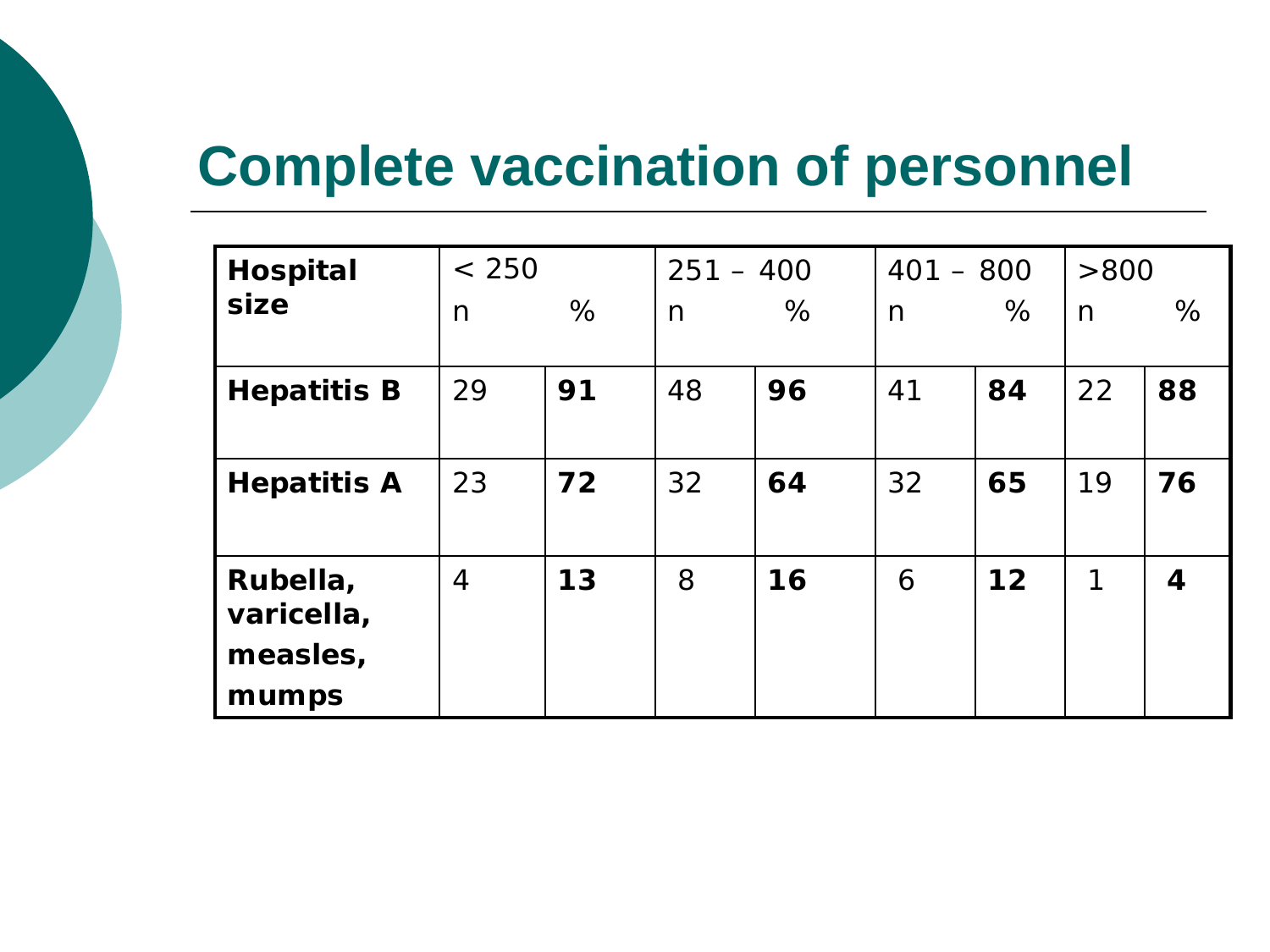# Complete vaccination of personnel

| Hospital size | < 250 | | 251 – 400 | | 401 – 800 | | >800 | |
|---|---|---|---|---|---|---|---|---|
| | n | % | n | % | n | % | n | % |
| **Hepatitis B** | 29 | **91** | 48 | **96** | 41 | **84** | 22 | **88** |
| **Hepatitis A** | 23 | **72** | 32 | **64** | 32 | **65** | 19 | **76** |
| **Rubella, varicella, measles, mumps** | 4 | **13** | 8 | **16** | 6 | **12** | 1 | **4** |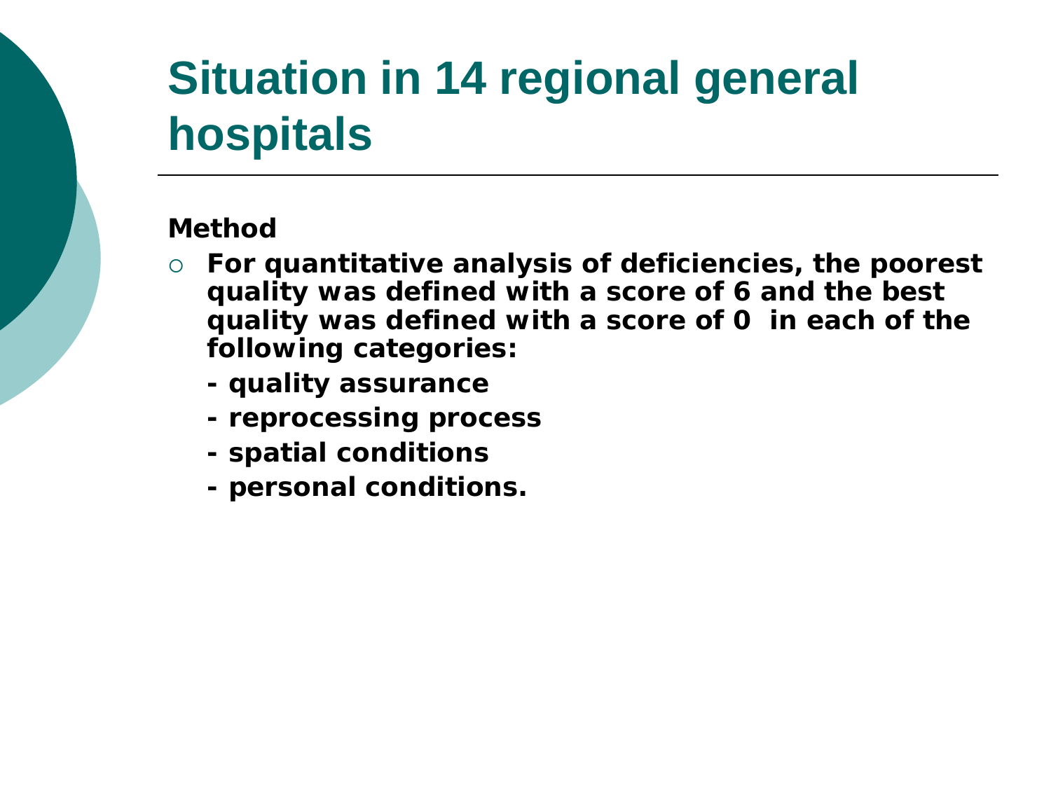# Situation in 14 regional general hospitals

**Method**

- **For quantitative analysis of deficiencies, the poorest quality was defined with a score of 6 and the best quality was defined with a score of 0 in each of the following categories:**
  - **- quality assurance**
  - **- reprocessing process**
  - **- spatial conditions**
  - **- personal conditions.**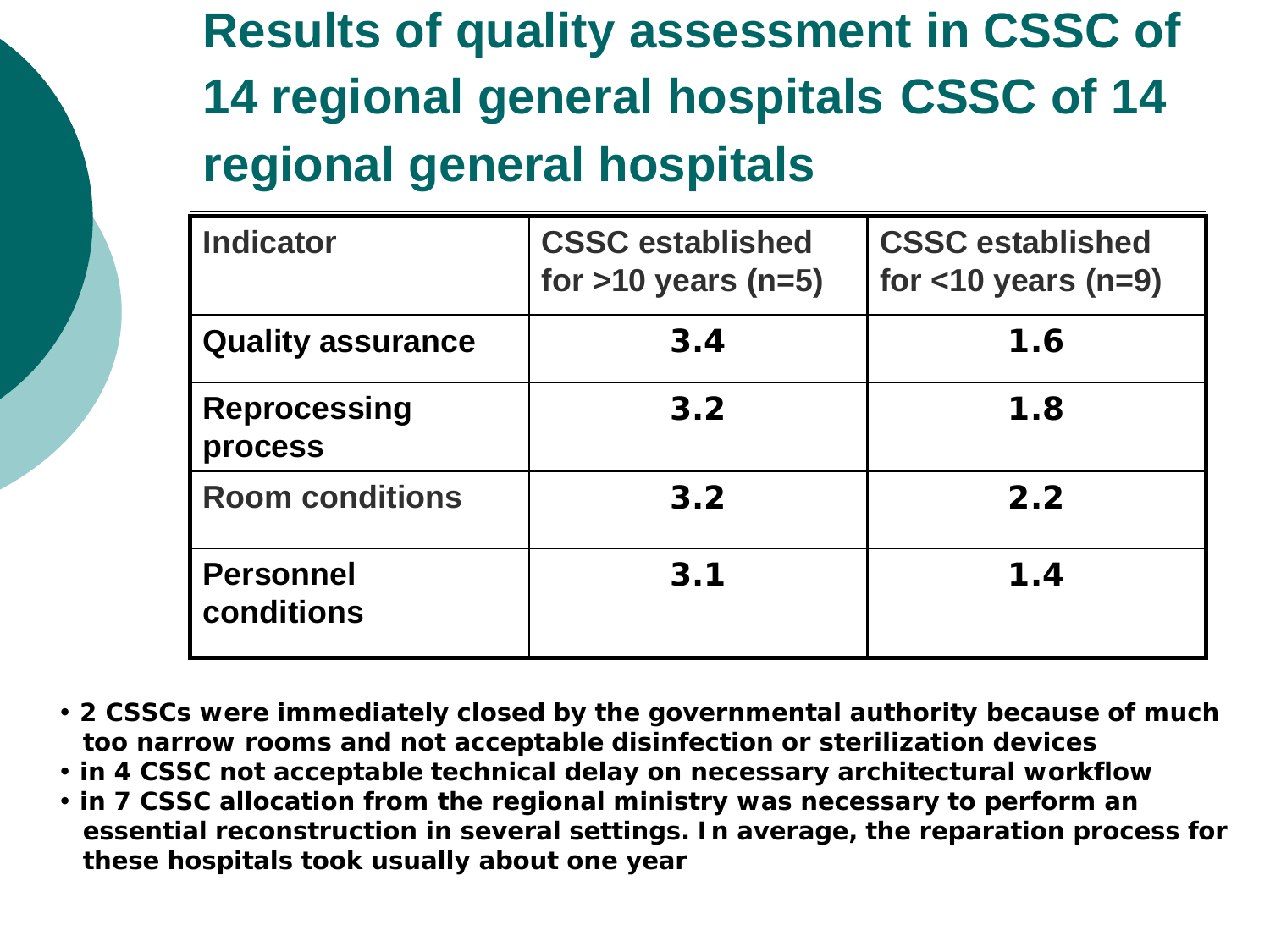# Results of quality assessment in CSSC of 14 regional general hospitals CSSC of 14 regional general hospitals

| Indicator | CSSC established for >10 years (n=5) | CSSC established for <10 years (n=9) |
|---|---|---|
| Quality assurance | 3.4 | 1.6 |
| Reprocessing process | 3.2 | 1.8 |
| Room conditions | 3.2 | 2.2 |
| Personnel conditions | 3.1 | 1.4 |

- **2 CSSCs were immediately closed by the governmental authority because of much too narrow rooms and not acceptable disinfection or sterilization devices**
- **in 4 CSSC not acceptable technical delay on necessary architectural workflow**
- **in 7 CSSC allocation from the regional ministry was necessary to perform an essential reconstruction in several settings. In average, the reparation process for these hospitals took usually about one year**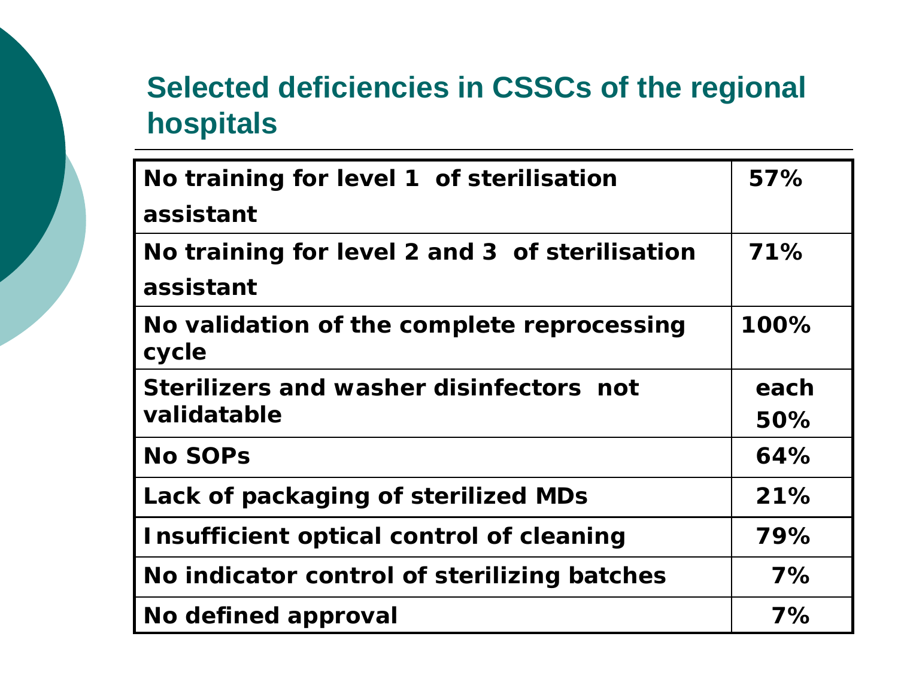## Selected deficiencies in CSSCs of the regional hospitals

| | |
|---|---|
| No training for level 1 of sterilisation assistant | 57% |
| No training for level 2 and 3 of sterilisation assistant | 71% |
| No validation of the complete reprocessing cycle | 100% |
| Sterilizers and washer disinfectors not validatable | each 50% |
| No SOPs | 64% |
| Lack of packaging of sterilized MDs | 21% |
| Insufficient optical control of cleaning | 79% |
| No indicator control of sterilizing batches | 7% |
| No defined approval | 7% |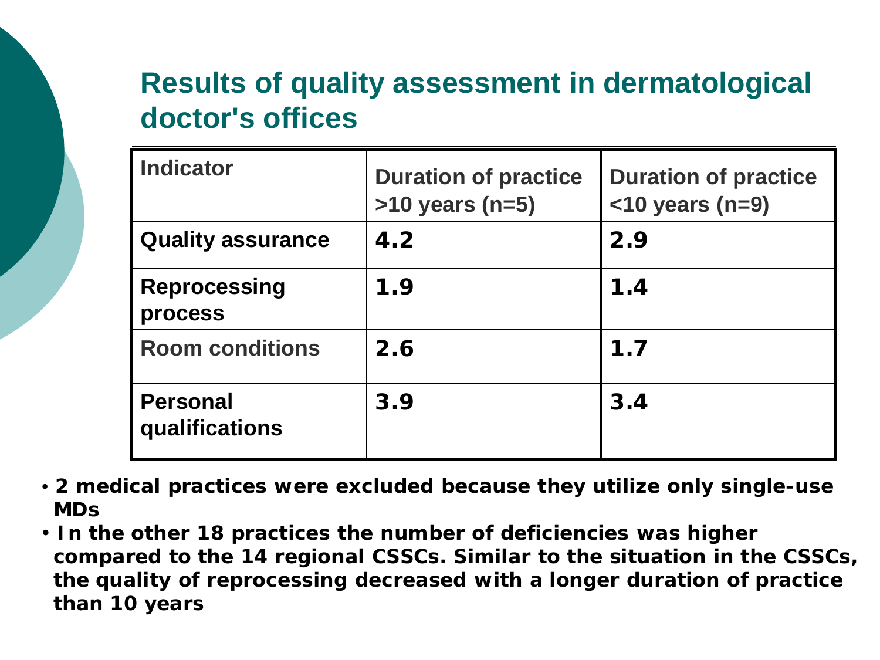## Results of quality assessment in dermatological doctor's offices

| Indicator | Duration of practice >10 years (n=5) | Duration of practice <10 years (n=9) |
|---|---|---|
| Quality assurance | 4.2 | 2.9 |
| Reprocessing process | 1.9 | 1.4 |
| Room conditions | 2.6 | 1.7 |
| Personal qualifications | 3.9 | 3.4 |

- **2 medical practices were excluded because they utilize only single-use MDs**
- **In the other 18 practices the number of deficiencies was higher compared to the 14 regional CSSCs. Similar to the situation in the CSSCs, the quality of reprocessing decreased with a longer duration of practice than 10 years**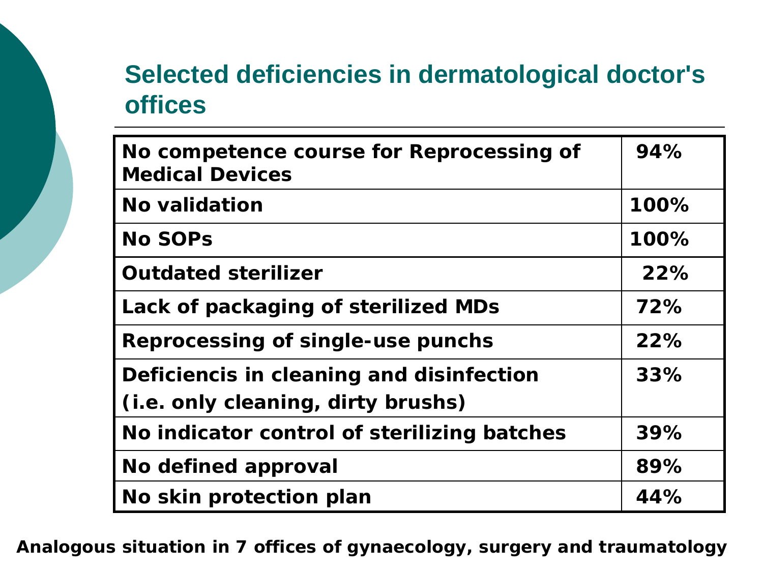## Selected deficiencies in dermatological doctor's offices

| Deficiency | % |
|---|---|
| **No competence course for Reprocessing of Medical Devices** | **94%** |
| **No validation** | **100%** |
| **No SOPs** | **100%** |
| **Outdated sterilizer** | **22%** |
| **Lack of packaging of sterilized MDs** | **72%** |
| **Reprocessing of single-use punchs** | **22%** |
| **Deficiencis in cleaning and disinfection (i.e. only cleaning, dirty brushs)** | **33%** |
| **No indicator control of sterilizing batches** | **39%** |
| **No defined approval** | **89%** |
| **No skin protection plan** | **44%** |

**Analogous situation in 7 offices of gynaecology, surgery and traumatology**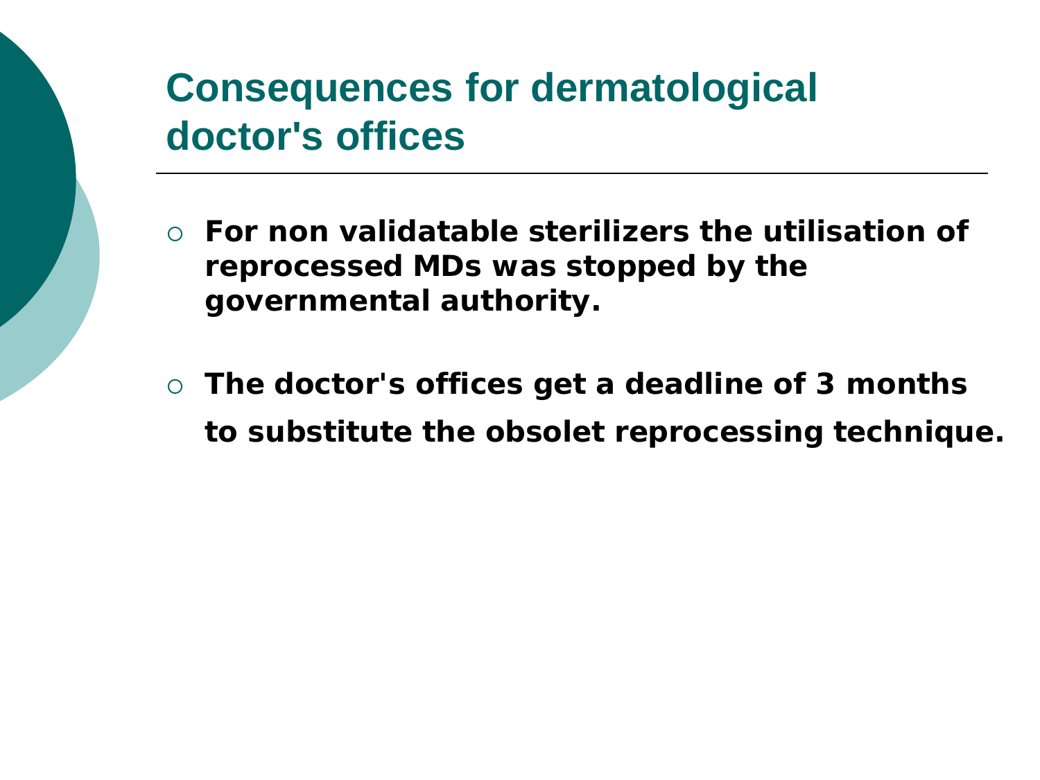# Consequences for dermatological doctor's offices

- **For non validatable sterilizers the utilisation of reprocessed MDs was stopped by the governmental authority.**
- **The doctor's offices get a deadline of 3 months to substitute the obsolet reprocessing technique.**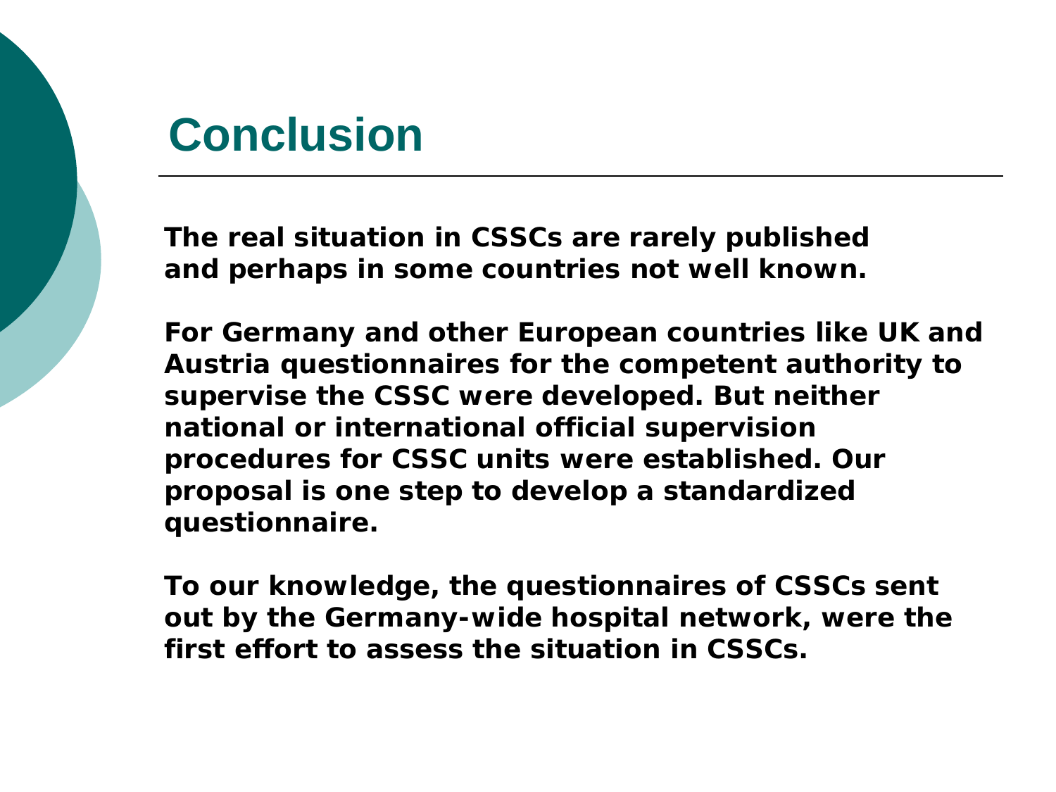# Conclusion

**The real situation in CSSCs are rarely published and perhaps in some countries not well known.**

**For Germany and other European countries like UK and Austria questionnaires for the competent authority to supervise the CSSC were developed. But neither national or international official supervision procedures for CSSC units were established. Our proposal is one step to develop a standardized questionnaire.**

**To our knowledge, the questionnaires of CSSCs sent out by the Germany-wide hospital network, were the first effort to assess the situation in CSSCs.**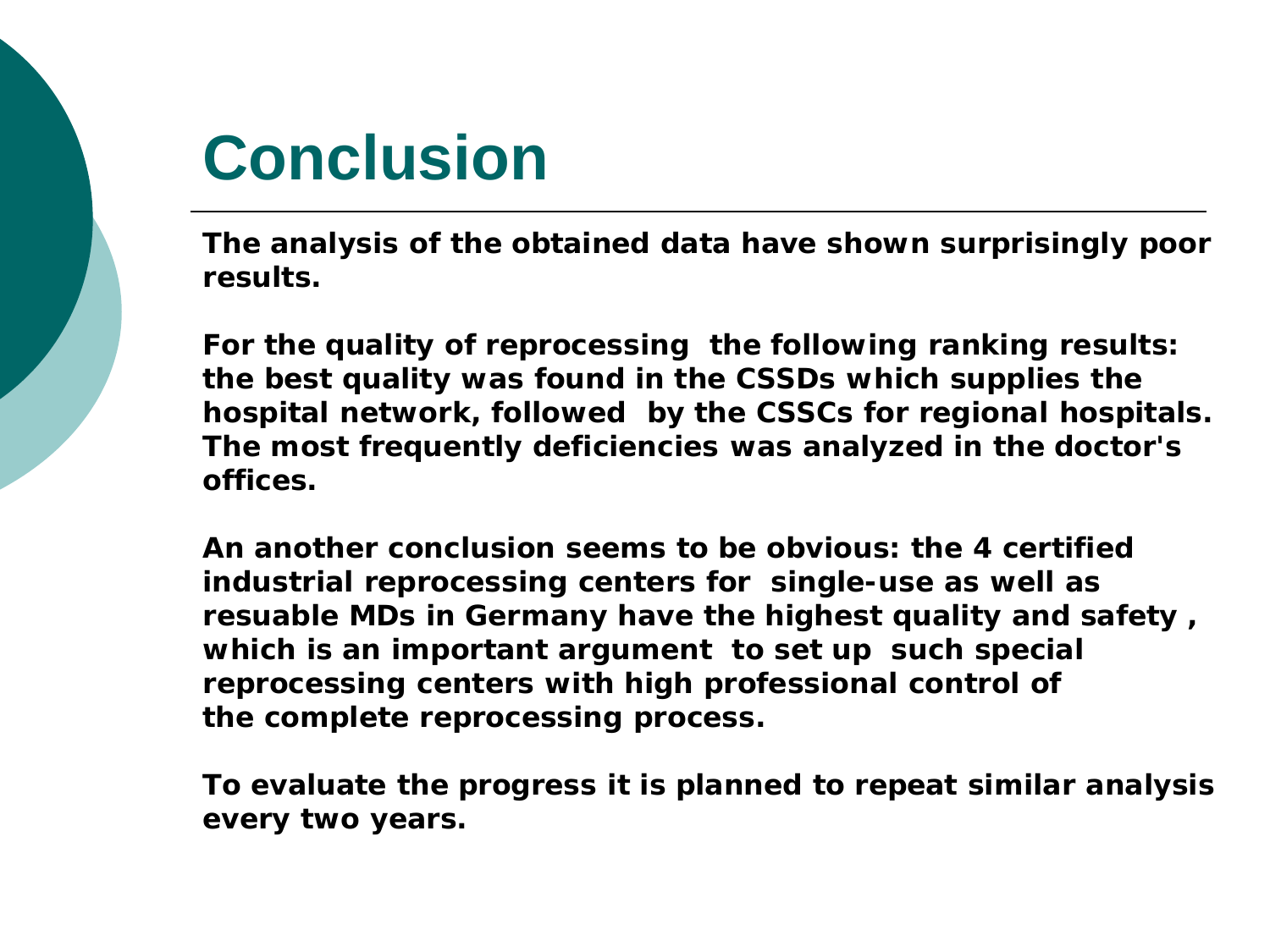# Conclusion

**The analysis of the obtained data have shown surprisingly poor results.**

**For the quality of reprocessing the following ranking results: the best quality was found in the CSSDs which supplies the hospital network, followed by the CSSCs for regional hospitals. The most frequently deficiencies was analyzed in the doctor's offices.**

**An another conclusion seems to be obvious: the 4 certified industrial reprocessing centers for single-use as well as resuable MDs in Germany have the highest quality and safety , which is an important argument to set up such special reprocessing centers with high professional control of the complete reprocessing process.**

**To evaluate the progress it is planned to repeat similar analysis every two years.**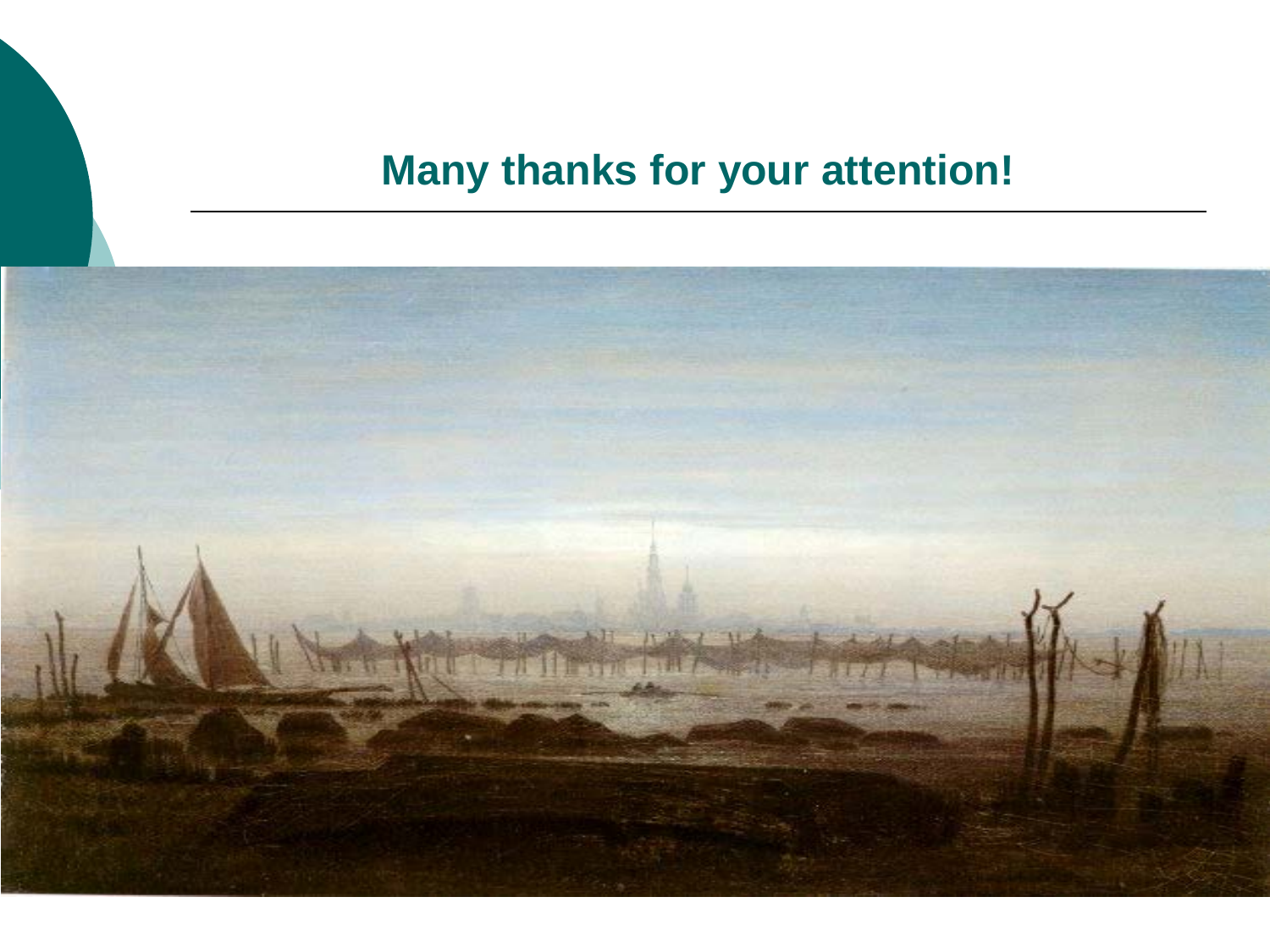## Many thanks for your attention!